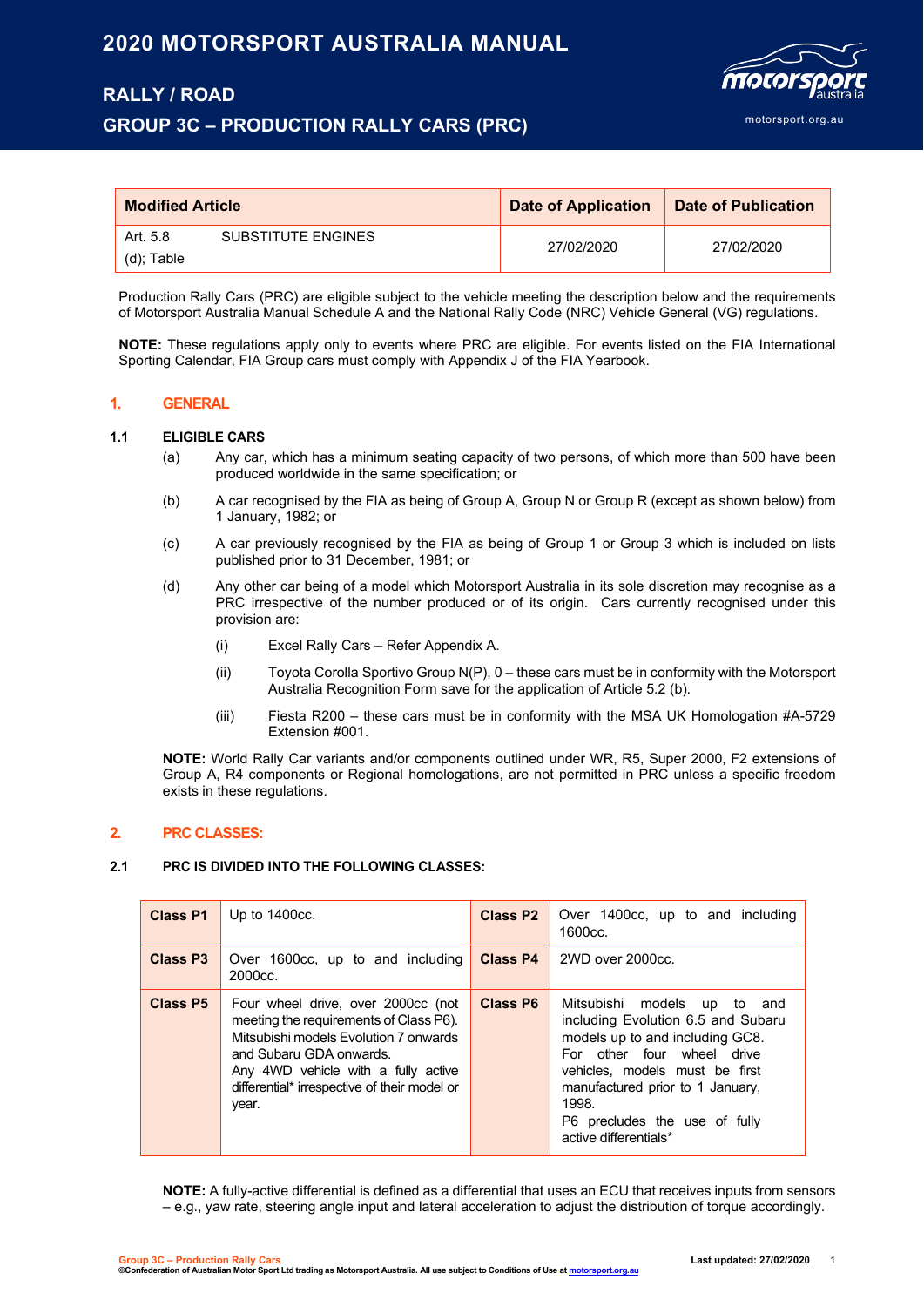# 2020 MOTORSPORT AUSTRALIA MANUAL

## RALLY / ROAD

## GROUP 3C – PRODUCTION RALLY CARS (PRC)

| Modified Article | Date of Application | Date of Publication |
|---|---|---|
| Art. 5.8 (d); Table — SUBSTITUTE ENGINES | 27/02/2020 | 27/02/2020 |

Production Rally Cars (PRC) are eligible subject to the vehicle meeting the description below and the requirements of Motorsport Australia Manual Schedule A and the National Rally Code (NRC) Vehicle General (VG) regulations.

**NOTE:** These regulations apply only to events where PRC are eligible. For events listed on the FIA International Sporting Calendar, FIA Group cars must comply with Appendix J of the FIA Yearbook.

## 1. GENERAL

### 1.1 ELIGIBLE CARS

(a) Any car, which has a minimum seating capacity of two persons, of which more than 500 have been produced worldwide in the same specification; or

(b) A car recognised by the FIA as being of Group A, Group N or Group R (except as shown below) from 1 January, 1982; or

(c) A car previously recognised by the FIA as being of Group 1 or Group 3 which is included on lists published prior to 31 December, 1981; or

(d) Any other car being of a model which Motorsport Australia in its sole discretion may recognise as a PRC irrespective of the number produced or of its origin. Cars currently recognised under this provision are:

(i) Excel Rally Cars – Refer Appendix A.

(ii) Toyota Corolla Sportivo Group N(P), 0 – these cars must be in conformity with the Motorsport Australia Recognition Form save for the application of Article 5.2 (b).

(iii) Fiesta R200 – these cars must be in conformity with the MSA UK Homologation #A-5729 Extension #001.

**NOTE:** World Rally Car variants and/or components outlined under WR, R5, Super 2000, F2 extensions of Group A, R4 components or Regional homologations, are not permitted in PRC unless a specific freedom exists in these regulations.

## 2. PRC CLASSES:

### 2.1 PRC IS DIVIDED INTO THE FOLLOWING CLASSES:

| Class | Description | Class | Description |
|---|---|---|---|
| **Class P1** | Up to 1400cc. | **Class P2** | Over 1400cc, up to and including 1600cc. |
| **Class P3** | Over 1600cc, up to and including 2000cc. | **Class P4** | 2WD over 2000cc. |
| **Class P5** | Four wheel drive, over 2000cc (not meeting the requirements of Class P6). Mitsubishi models Evolution 7 onwards and Subaru GDA onwards. Any 4WD vehicle with a fully active differential* irrespective of their model or year. | **Class P6** | Mitsubishi models up to and including Evolution 6.5 and Subaru models up to and including GC8. For other four wheel drive vehicles, models must be first manufactured prior to 1 January, 1998. P6 precludes the use of fully active differentials* |

**NOTE:** A fully-active differential is defined as a differential that uses an ECU that receives inputs from sensors – e.g., yaw rate, steering angle input and lateral acceleration to adjust the distribution of torque accordingly.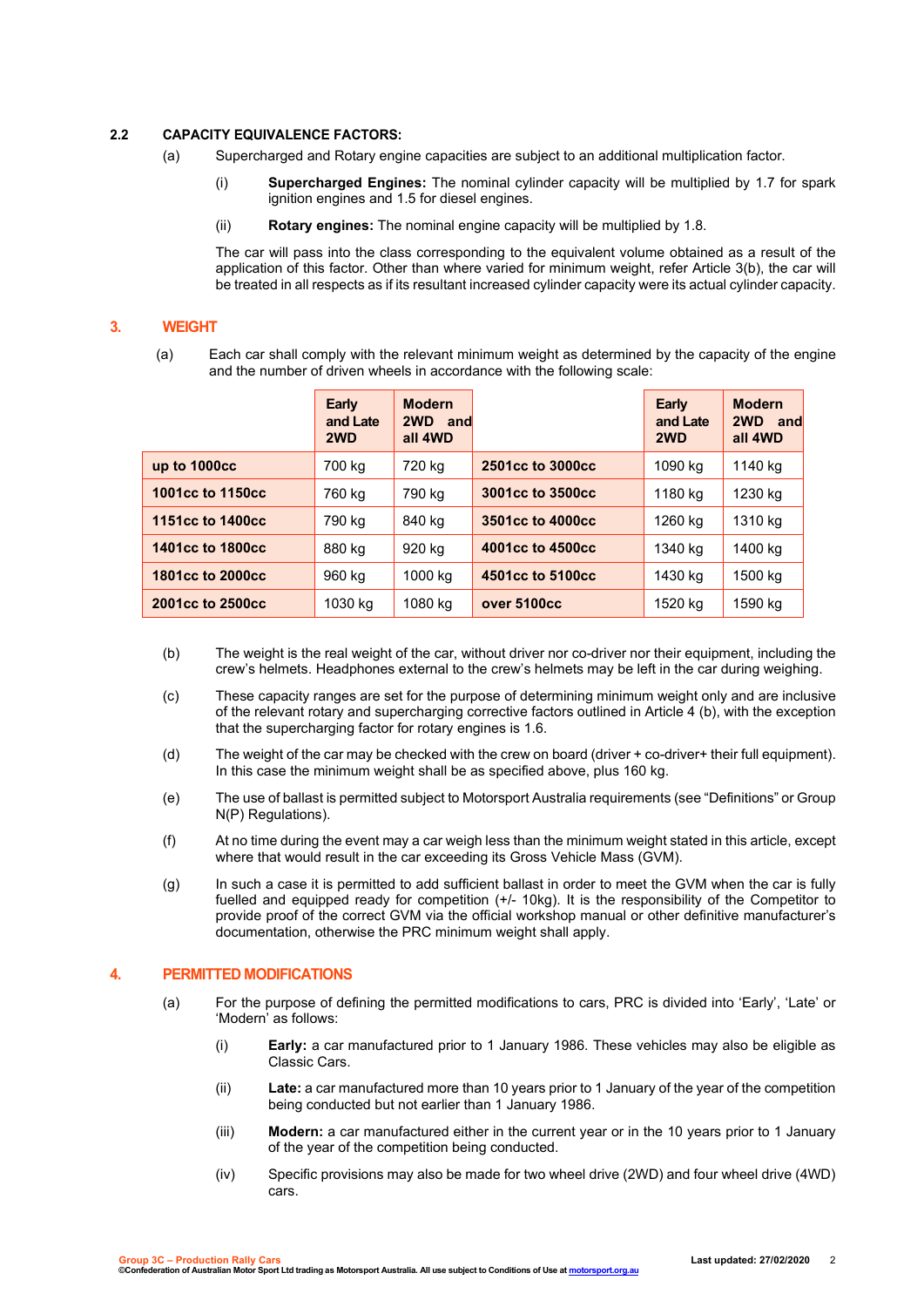### 2.2 CAPACITY EQUIVALENCE FACTORS:

(a) Supercharged and Rotary engine capacities are subject to an additional multiplication factor.

(i) **Supercharged Engines:** The nominal cylinder capacity will be multiplied by 1.7 for spark ignition engines and 1.5 for diesel engines.

(ii) **Rotary engines:** The nominal engine capacity will be multiplied by 1.8.

The car will pass into the class corresponding to the equivalent volume obtained as a result of the application of this factor. Other than where varied for minimum weight, refer Article 3(b), the car will be treated in all respects as if its resultant increased cylinder capacity were its actual cylinder capacity.

## 3. WEIGHT

(a) Each car shall comply with the relevant minimum weight as determined by the capacity of the engine and the number of driven wheels in accordance with the following scale:

| | Early and Late 2WD | Modern 2WD and all 4WD | | Early and Late 2WD | Modern 2WD and all 4WD |
|---|---|---|---|---|---|
| **up to 1000cc** | 700 kg | 720 kg | **2501cc to 3000cc** | 1090 kg | 1140 kg |
| **1001cc to 1150cc** | 760 kg | 790 kg | **3001cc to 3500cc** | 1180 kg | 1230 kg |
| **1151cc to 1400cc** | 790 kg | 840 kg | **3501cc to 4000cc** | 1260 kg | 1310 kg |
| **1401cc to 1800cc** | 880 kg | 920 kg | **4001cc to 4500cc** | 1340 kg | 1400 kg |
| **1801cc to 2000cc** | 960 kg | 1000 kg | **4501cc to 5100cc** | 1430 kg | 1500 kg |
| **2001cc to 2500cc** | 1030 kg | 1080 kg | **over 5100cc** | 1520 kg | 1590 kg |

(b) The weight is the real weight of the car, without driver nor co-driver nor their equipment, including the crew's helmets. Headphones external to the crew's helmets may be left in the car during weighing.

(c) These capacity ranges are set for the purpose of determining minimum weight only and are inclusive of the relevant rotary and supercharging corrective factors outlined in Article 4 (b), with the exception that the supercharging factor for rotary engines is 1.6.

(d) The weight of the car may be checked with the crew on board (driver + co-driver+ their full equipment). In this case the minimum weight shall be as specified above, plus 160 kg.

(e) The use of ballast is permitted subject to Motorsport Australia requirements (see "Definitions" or Group N(P) Regulations).

(f) At no time during the event may a car weigh less than the minimum weight stated in this article, except where that would result in the car exceeding its Gross Vehicle Mass (GVM).

(g) In such a case it is permitted to add sufficient ballast in order to meet the GVM when the car is fully fuelled and equipped ready for competition (+/- 10kg). It is the responsibility of the Competitor to provide proof of the correct GVM via the official workshop manual or other definitive manufacturer's documentation, otherwise the PRC minimum weight shall apply.

## 4. PERMITTED MODIFICATIONS

(a) For the purpose of defining the permitted modifications to cars, PRC is divided into 'Early', 'Late' or 'Modern' as follows:

(i) **Early:** a car manufactured prior to 1 January 1986. These vehicles may also be eligible as Classic Cars.

(ii) **Late:** a car manufactured more than 10 years prior to 1 January of the year of the competition being conducted but not earlier than 1 January 1986.

(iii) **Modern:** a car manufactured either in the current year or in the 10 years prior to 1 January of the year of the competition being conducted.

(iv) Specific provisions may also be made for two wheel drive (2WD) and four wheel drive (4WD) cars.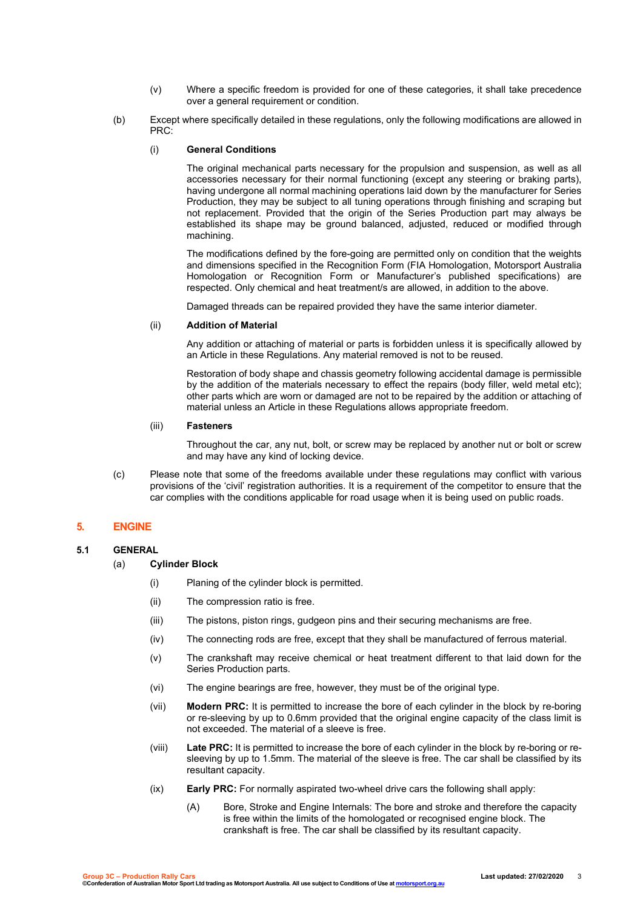(v) Where a specific freedom is provided for one of these categories, it shall take precedence over a general requirement or condition.

(b) Except where specifically detailed in these regulations, only the following modifications are allowed in PRC:

(i) **General Conditions**

The original mechanical parts necessary for the propulsion and suspension, as well as all accessories necessary for their normal functioning (except any steering or braking parts), having undergone all normal machining operations laid down by the manufacturer for Series Production, they may be subject to all tuning operations through finishing and scraping but not replacement. Provided that the origin of the Series Production part may always be established its shape may be ground balanced, adjusted, reduced or modified through machining.

The modifications defined by the fore-going are permitted only on condition that the weights and dimensions specified in the Recognition Form (FIA Homologation, Motorsport Australia Homologation or Recognition Form or Manufacturer's published specifications) are respected. Only chemical and heat treatment/s are allowed, in addition to the above.

Damaged threads can be repaired provided they have the same interior diameter.

(ii) **Addition of Material**

Any addition or attaching of material or parts is forbidden unless it is specifically allowed by an Article in these Regulations. Any material removed is not to be reused.

Restoration of body shape and chassis geometry following accidental damage is permissible by the addition of the materials necessary to effect the repairs (body filler, weld metal etc); other parts which are worn or damaged are not to be repaired by the addition or attaching of material unless an Article in these Regulations allows appropriate freedom.

(iii) **Fasteners**

Throughout the car, any nut, bolt, or screw may be replaced by another nut or bolt or screw and may have any kind of locking device.

(c) Please note that some of the freedoms available under these regulations may conflict with various provisions of the 'civil' registration authorities. It is a requirement of the competitor to ensure that the car complies with the conditions applicable for road usage when it is being used on public roads.

## 5. ENGINE

### 5.1 GENERAL

(a) **Cylinder Block**

(i) Planing of the cylinder block is permitted.

(ii) The compression ratio is free.

(iii) The pistons, piston rings, gudgeon pins and their securing mechanisms are free.

(iv) The connecting rods are free, except that they shall be manufactured of ferrous material.

(v) The crankshaft may receive chemical or heat treatment different to that laid down for the Series Production parts.

(vi) The engine bearings are free, however, they must be of the original type.

(vii) **Modern PRC:** It is permitted to increase the bore of each cylinder in the block by re-boring or re-sleeving by up to 0.6mm provided that the original engine capacity of the class limit is not exceeded. The material of a sleeve is free.

(viii) **Late PRC:** It is permitted to increase the bore of each cylinder in the block by re-boring or re-sleeving by up to 1.5mm. The material of the sleeve is free. The car shall be classified by its resultant capacity.

(ix) **Early PRC:** For normally aspirated two-wheel drive cars the following shall apply:

(A) Bore, Stroke and Engine Internals: The bore and stroke and therefore the capacity is free within the limits of the homologated or recognised engine block. The crankshaft is free. The car shall be classified by its resultant capacity.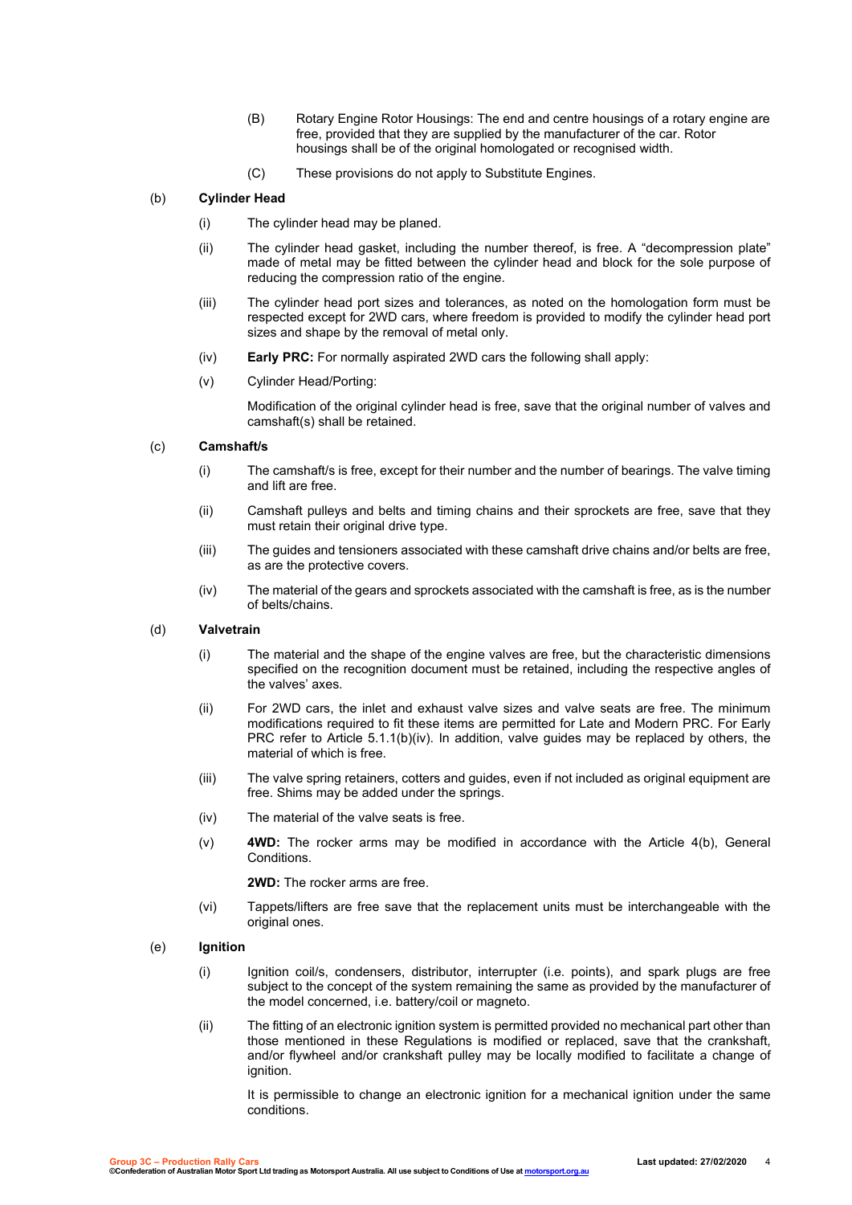(B) Rotary Engine Rotor Housings: The end and centre housings of a rotary engine are free, provided that they are supplied by the manufacturer of the car. Rotor housings shall be of the original homologated or recognised width.

(C) These provisions do not apply to Substitute Engines.

(b) **Cylinder Head**

(i) The cylinder head may be planed.

(ii) The cylinder head gasket, including the number thereof, is free. A "decompression plate" made of metal may be fitted between the cylinder head and block for the sole purpose of reducing the compression ratio of the engine.

(iii) The cylinder head port sizes and tolerances, as noted on the homologation form must be respected except for 2WD cars, where freedom is provided to modify the cylinder head port sizes and shape by the removal of metal only.

(iv) **Early PRC:** For normally aspirated 2WD cars the following shall apply:

(v) Cylinder Head/Porting:

Modification of the original cylinder head is free, save that the original number of valves and camshaft(s) shall be retained.

(c) **Camshaft/s**

(i) The camshaft/s is free, except for their number and the number of bearings. The valve timing and lift are free.

(ii) Camshaft pulleys and belts and timing chains and their sprockets are free, save that they must retain their original drive type.

(iii) The guides and tensioners associated with these camshaft drive chains and/or belts are free, as are the protective covers.

(iv) The material of the gears and sprockets associated with the camshaft is free, as is the number of belts/chains.

(d) **Valvetrain**

(i) The material and the shape of the engine valves are free, but the characteristic dimensions specified on the recognition document must be retained, including the respective angles of the valves' axes.

(ii) For 2WD cars, the inlet and exhaust valve sizes and valve seats are free. The minimum modifications required to fit these items are permitted for Late and Modern PRC. For Early PRC refer to Article 5.1.1(b)(iv). In addition, valve guides may be replaced by others, the material of which is free.

(iii) The valve spring retainers, cotters and guides, even if not included as original equipment are free. Shims may be added under the springs.

(iv) The material of the valve seats is free.

(v) **4WD:** The rocker arms may be modified in accordance with the Article 4(b), General Conditions.

**2WD:** The rocker arms are free.

(vi) Tappets/lifters are free save that the replacement units must be interchangeable with the original ones.

(e) **Ignition**

(i) Ignition coil/s, condensers, distributor, interrupter (i.e. points), and spark plugs are free subject to the concept of the system remaining the same as provided by the manufacturer of the model concerned, i.e. battery/coil or magneto.

(ii) The fitting of an electronic ignition system is permitted provided no mechanical part other than those mentioned in these Regulations is modified or replaced, save that the crankshaft, and/or flywheel and/or crankshaft pulley may be locally modified to facilitate a change of ignition.

It is permissible to change an electronic ignition for a mechanical ignition under the same conditions.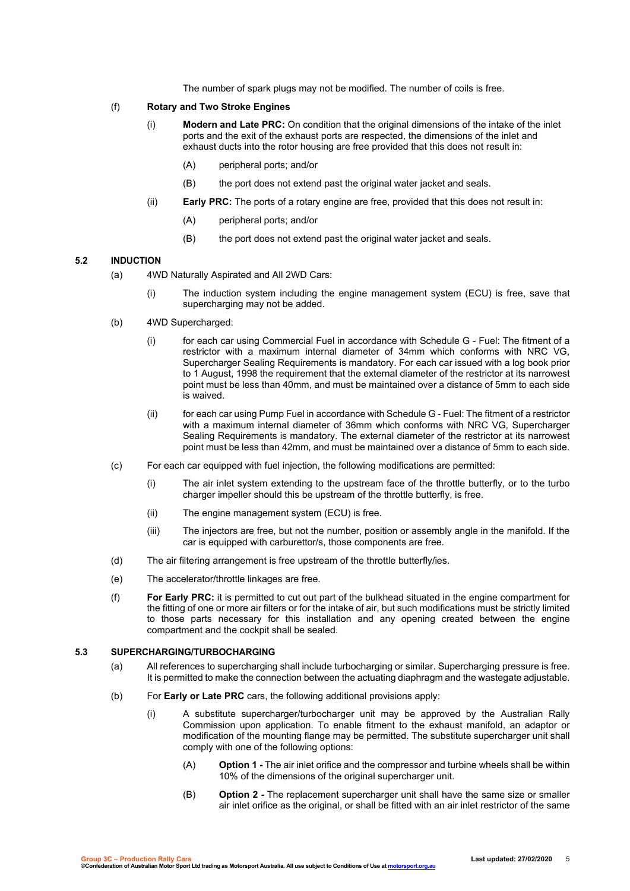The number of spark plugs may not be modified. The number of coils is free.

(f) **Rotary and Two Stroke Engines**

(i) **Modern and Late PRC:** On condition that the original dimensions of the intake of the inlet ports and the exit of the exhaust ports are respected, the dimensions of the inlet and exhaust ducts into the rotor housing are free provided that this does not result in:

(A) peripheral ports; and/or

(B) the port does not extend past the original water jacket and seals.

(ii) **Early PRC:** The ports of a rotary engine are free, provided that this does not result in:

(A) peripheral ports; and/or

(B) the port does not extend past the original water jacket and seals.

## 5.2 INDUCTION

(a) 4WD Naturally Aspirated and All 2WD Cars:

(i) The induction system including the engine management system (ECU) is free, save that supercharging may not be added.

(b) 4WD Supercharged:

(i) for each car using Commercial Fuel in accordance with Schedule G - Fuel: The fitment of a restrictor with a maximum internal diameter of 34mm which conforms with NRC VG, Supercharger Sealing Requirements is mandatory. For each car issued with a log book prior to 1 August, 1998 the requirement that the external diameter of the restrictor at its narrowest point must be less than 40mm, and must be maintained over a distance of 5mm to each side is waived.

(ii) for each car using Pump Fuel in accordance with Schedule G - Fuel: The fitment of a restrictor with a maximum internal diameter of 36mm which conforms with NRC VG, Supercharger Sealing Requirements is mandatory. The external diameter of the restrictor at its narrowest point must be less than 42mm, and must be maintained over a distance of 5mm to each side.

(c) For each car equipped with fuel injection, the following modifications are permitted:

(i) The air inlet system extending to the upstream face of the throttle butterfly, or to the turbo charger impeller should this be upstream of the throttle butterfly, is free.

(ii) The engine management system (ECU) is free.

(iii) The injectors are free, but not the number, position or assembly angle in the manifold. If the car is equipped with carburettor/s, those components are free.

(d) The air filtering arrangement is free upstream of the throttle butterfly/ies.

(e) The accelerator/throttle linkages are free.

(f) **For Early PRC:** it is permitted to cut out part of the bulkhead situated in the engine compartment for the fitting of one or more air filters or for the intake of air, but such modifications must be strictly limited to those parts necessary for this installation and any opening created between the engine compartment and the cockpit shall be sealed.

## 5.3 SUPERCHARGING/TURBOCHARGING

(a) All references to supercharging shall include turbocharging or similar. Supercharging pressure is free. It is permitted to make the connection between the actuating diaphragm and the wastegate adjustable.

(b) For **Early or Late PRC** cars, the following additional provisions apply:

(i) A substitute supercharger/turbocharger unit may be approved by the Australian Rally Commission upon application. To enable fitment to the exhaust manifold, an adaptor or modification of the mounting flange may be permitted. The substitute supercharger unit shall comply with one of the following options:

(A) **Option 1 -** The air inlet orifice and the compressor and turbine wheels shall be within 10% of the dimensions of the original supercharger unit.

(B) **Option 2 -** The replacement supercharger unit shall have the same size or smaller air inlet orifice as the original, or shall be fitted with an air inlet restrictor of the same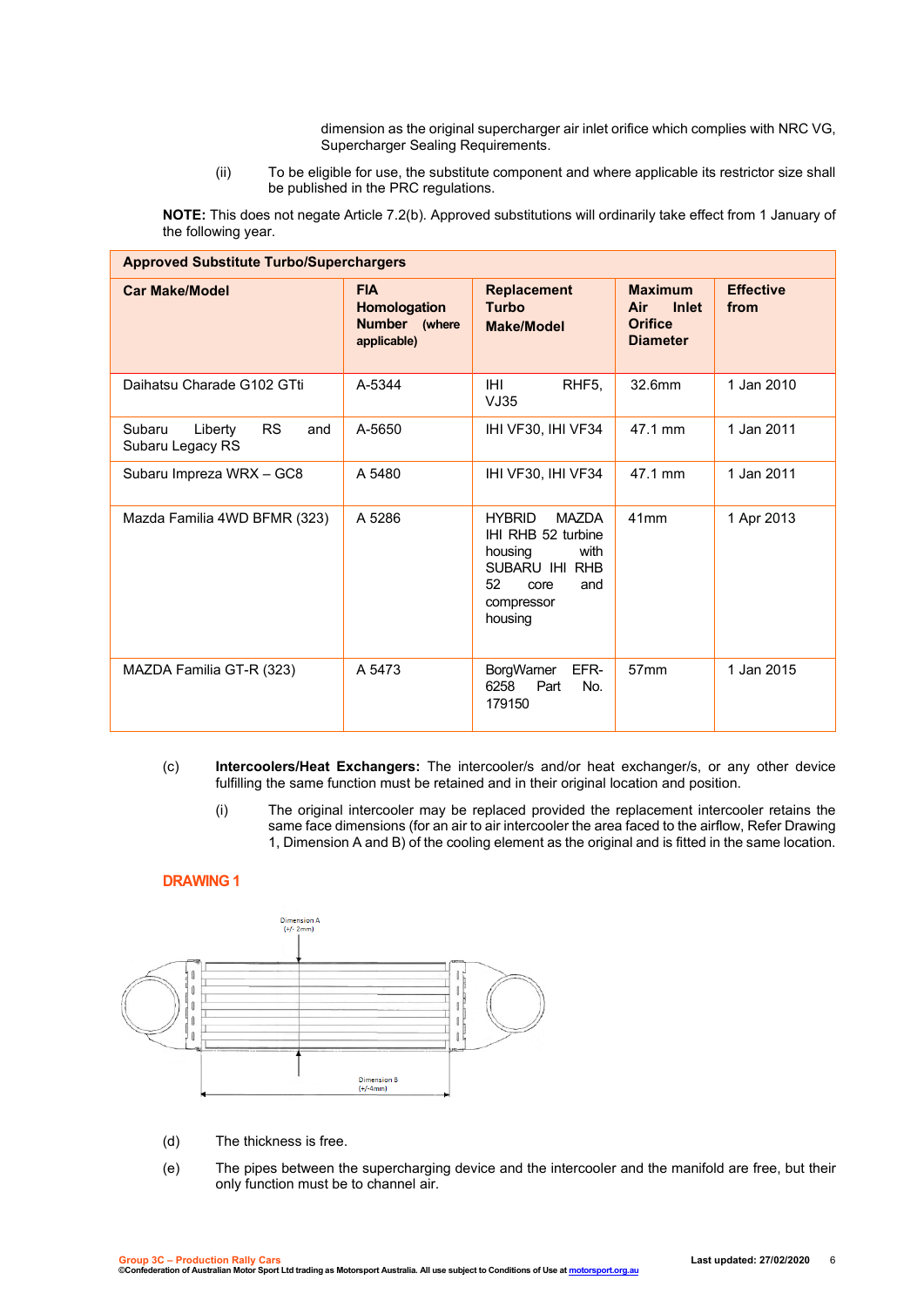dimension as the original supercharger air inlet orifice which complies with NRC VG, Supercharger Sealing Requirements.

(ii) To be eligible for use, the substitute component and where applicable its restrictor size shall be published in the PRC regulations.

**NOTE:** This does not negate Article 7.2(b). Approved substitutions will ordinarily take effect from 1 January of the following year.

| **Approved Substitute Turbo/Superchargers** | | | | |
|---|---|---|---|---|
| **Car Make/Model** | **FIA Homologation Number** (where applicable) | **Replacement Turbo Make/Model** | **Maximum Air Inlet Orifice Diameter** | **Effective from** |
| Daihatsu Charade G102 GTti | A-5344 | IHI RHF5, VJ35 | 32.6mm | 1 Jan 2010 |
| Subaru Liberty RS and Subaru Legacy RS | A-5650 | IHI VF30, IHI VF34 | 47.1 mm | 1 Jan 2011 |
| Subaru Impreza WRX – GC8 | A 5480 | IHI VF30, IHI VF34 | 47.1 mm | 1 Jan 2011 |
| Mazda Familia 4WD BFMR (323) | A 5286 | HYBRID MAZDA IHI RHB 52 turbine housing with SUBARU IHI RHB 52 core and compressor housing | 41mm | 1 Apr 2013 |
| MAZDA Familia GT-R (323) | A 5473 | BorgWarner EFR-6258 Part No. 179150 | 57mm | 1 Jan 2015 |

(c) **Intercoolers/Heat Exchangers:** The intercooler/s and/or heat exchanger/s, or any other device fulfilling the same function must be retained and in their original location and position.

(i) The original intercooler may be replaced provided the replacement intercooler retains the same face dimensions (for an air to air intercooler the area faced to the airflow, Refer Drawing 1, Dimension A and B) of the cooling element as the original and is fitted in the same location.

**DRAWING 1**

Dimension A (+/- 2mm)

Dimension B (+/-4mm)

(d) The thickness is free.

(e) The pipes between the supercharging device and the intercooler and the manifold are free, but their only function must be to channel air.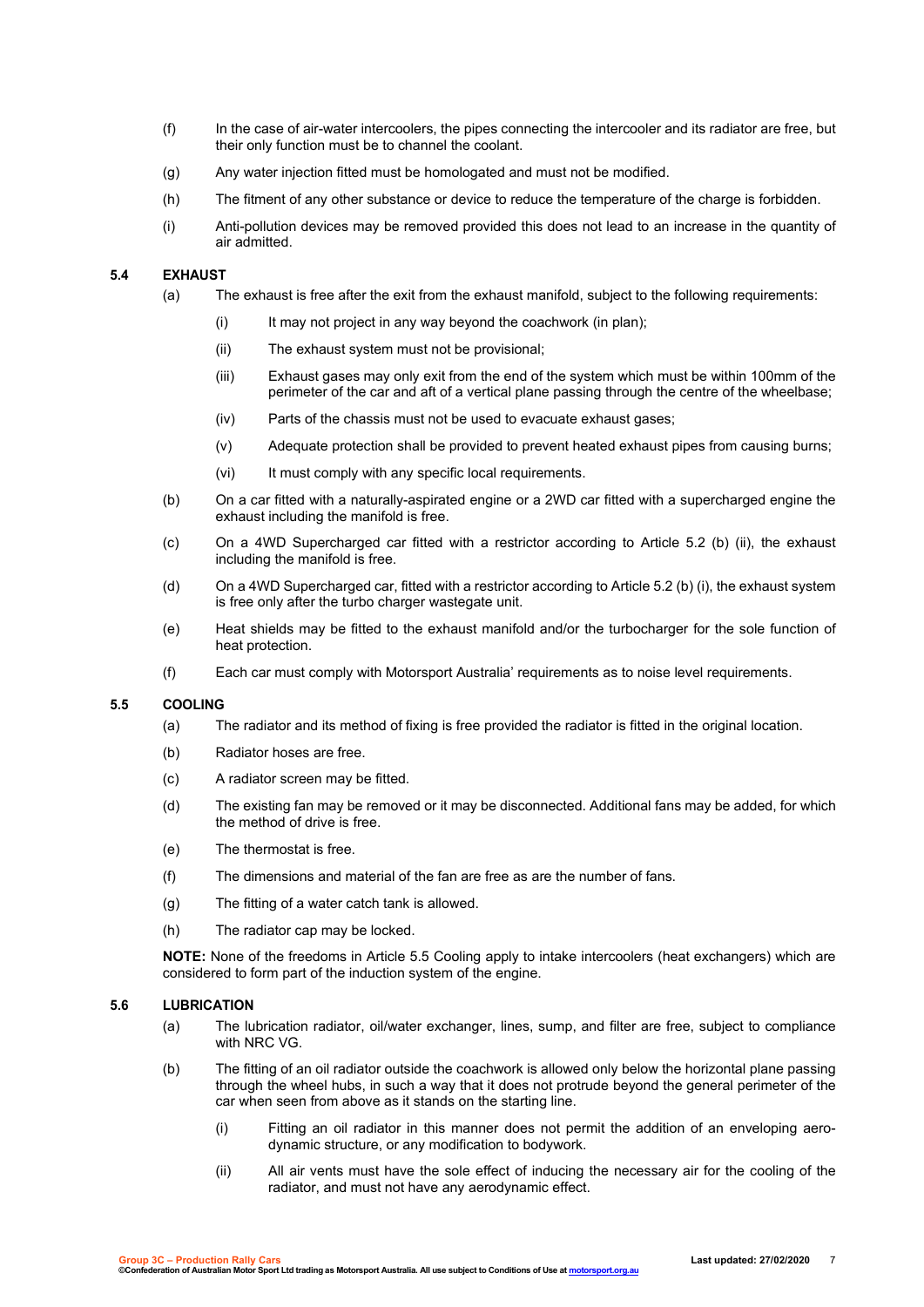(f) In the case of air-water intercoolers, the pipes connecting the intercooler and its radiator are free, but their only function must be to channel the coolant.

(g) Any water injection fitted must be homologated and must not be modified.

(h) The fitment of any other substance or device to reduce the temperature of the charge is forbidden.

(i) Anti-pollution devices may be removed provided this does not lead to an increase in the quantity of air admitted.

### 5.4 EXHAUST

(a) The exhaust is free after the exit from the exhaust manifold, subject to the following requirements:

  (i) It may not project in any way beyond the coachwork (in plan);

  (ii) The exhaust system must not be provisional;

  (iii) Exhaust gases may only exit from the end of the system which must be within 100mm of the perimeter of the car and aft of a vertical plane passing through the centre of the wheelbase;

  (iv) Parts of the chassis must not be used to evacuate exhaust gases;

  (v) Adequate protection shall be provided to prevent heated exhaust pipes from causing burns;

  (vi) It must comply with any specific local requirements.

(b) On a car fitted with a naturally-aspirated engine or a 2WD car fitted with a supercharged engine the exhaust including the manifold is free.

(c) On a 4WD Supercharged car fitted with a restrictor according to Article 5.2 (b) (ii), the exhaust including the manifold is free.

(d) On a 4WD Supercharged car, fitted with a restrictor according to Article 5.2 (b) (i), the exhaust system is free only after the turbo charger wastegate unit.

(e) Heat shields may be fitted to the exhaust manifold and/or the turbocharger for the sole function of heat protection.

(f) Each car must comply with Motorsport Australia' requirements as to noise level requirements.

### 5.5 COOLING

(a) The radiator and its method of fixing is free provided the radiator is fitted in the original location.

(b) Radiator hoses are free.

(c) A radiator screen may be fitted.

(d) The existing fan may be removed or it may be disconnected. Additional fans may be added, for which the method of drive is free.

(e) The thermostat is free.

(f) The dimensions and material of the fan are free as are the number of fans.

(g) The fitting of a water catch tank is allowed.

(h) The radiator cap may be locked.

**NOTE:** None of the freedoms in Article 5.5 Cooling apply to intake intercoolers (heat exchangers) which are considered to form part of the induction system of the engine.

### 5.6 LUBRICATION

(a) The lubrication radiator, oil/water exchanger, lines, sump, and filter are free, subject to compliance with NRC VG.

(b) The fitting of an oil radiator outside the coachwork is allowed only below the horizontal plane passing through the wheel hubs, in such a way that it does not protrude beyond the general perimeter of the car when seen from above as it stands on the starting line.

  (i) Fitting an oil radiator in this manner does not permit the addition of an enveloping aero-dynamic structure, or any modification to bodywork.

  (ii) All air vents must have the sole effect of inducing the necessary air for the cooling of the radiator, and must not have any aerodynamic effect.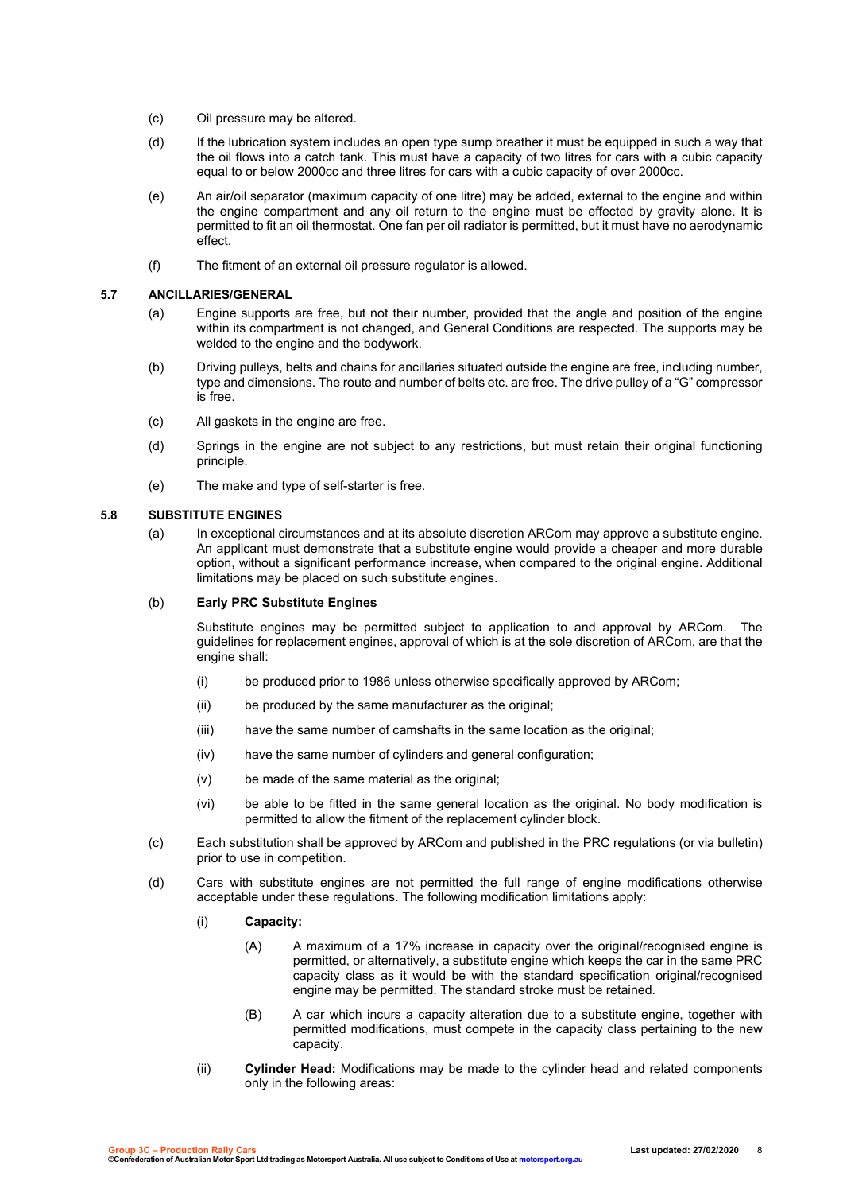(c) Oil pressure may be altered.

(d) If the lubrication system includes an open type sump breather it must be equipped in such a way that the oil flows into a catch tank. This must have a capacity of two litres for cars with a cubic capacity equal to or below 2000cc and three litres for cars with a cubic capacity of over 2000cc.

(e) An air/oil separator (maximum capacity of one litre) may be added, external to the engine and within the engine compartment and any oil return to the engine must be effected by gravity alone. It is permitted to fit an oil thermostat. One fan per oil radiator is permitted, but it must have no aerodynamic effect.

(f) The fitment of an external oil pressure regulator is allowed.

### 5.7 ANCILLARIES/GENERAL

(a) Engine supports are free, but not their number, provided that the angle and position of the engine within its compartment is not changed, and General Conditions are respected. The supports may be welded to the engine and the bodywork.

(b) Driving pulleys, belts and chains for ancillaries situated outside the engine are free, including number, type and dimensions. The route and number of belts etc. are free. The drive pulley of a "G" compressor is free.

(c) All gaskets in the engine are free.

(d) Springs in the engine are not subject to any restrictions, but must retain their original functioning principle.

(e) The make and type of self-starter is free.

### 5.8 SUBSTITUTE ENGINES

(a) In exceptional circumstances and at its absolute discretion ARCom may approve a substitute engine. An applicant must demonstrate that a substitute engine would provide a cheaper and more durable option, without a significant performance increase, when compared to the original engine. Additional limitations may be placed on such substitute engines.

(b) **Early PRC Substitute Engines**

Substitute engines may be permitted subject to application to and approval by ARCom. The guidelines for replacement engines, approval of which is at the sole discretion of ARCom, are that the engine shall:

(i) be produced prior to 1986 unless otherwise specifically approved by ARCom;

(ii) be produced by the same manufacturer as the original;

(iii) have the same number of camshafts in the same location as the original;

(iv) have the same number of cylinders and general configuration;

(v) be made of the same material as the original;

(vi) be able to be fitted in the same general location as the original. No body modification is permitted to allow the fitment of the replacement cylinder block.

(c) Each substitution shall be approved by ARCom and published in the PRC regulations (or via bulletin) prior to use in competition.

(d) Cars with substitute engines are not permitted the full range of engine modifications otherwise acceptable under these regulations. The following modification limitations apply:

(i) **Capacity:**

(A) A maximum of a 17% increase in capacity over the original/recognised engine is permitted, or alternatively, a substitute engine which keeps the car in the same PRC capacity class as it would be with the standard specification original/recognised engine may be permitted. The standard stroke must be retained.

(B) A car which incurs a capacity alteration due to a substitute engine, together with permitted modifications, must compete in the capacity class pertaining to the new capacity.

(ii) **Cylinder Head:** Modifications may be made to the cylinder head and related components only in the following areas: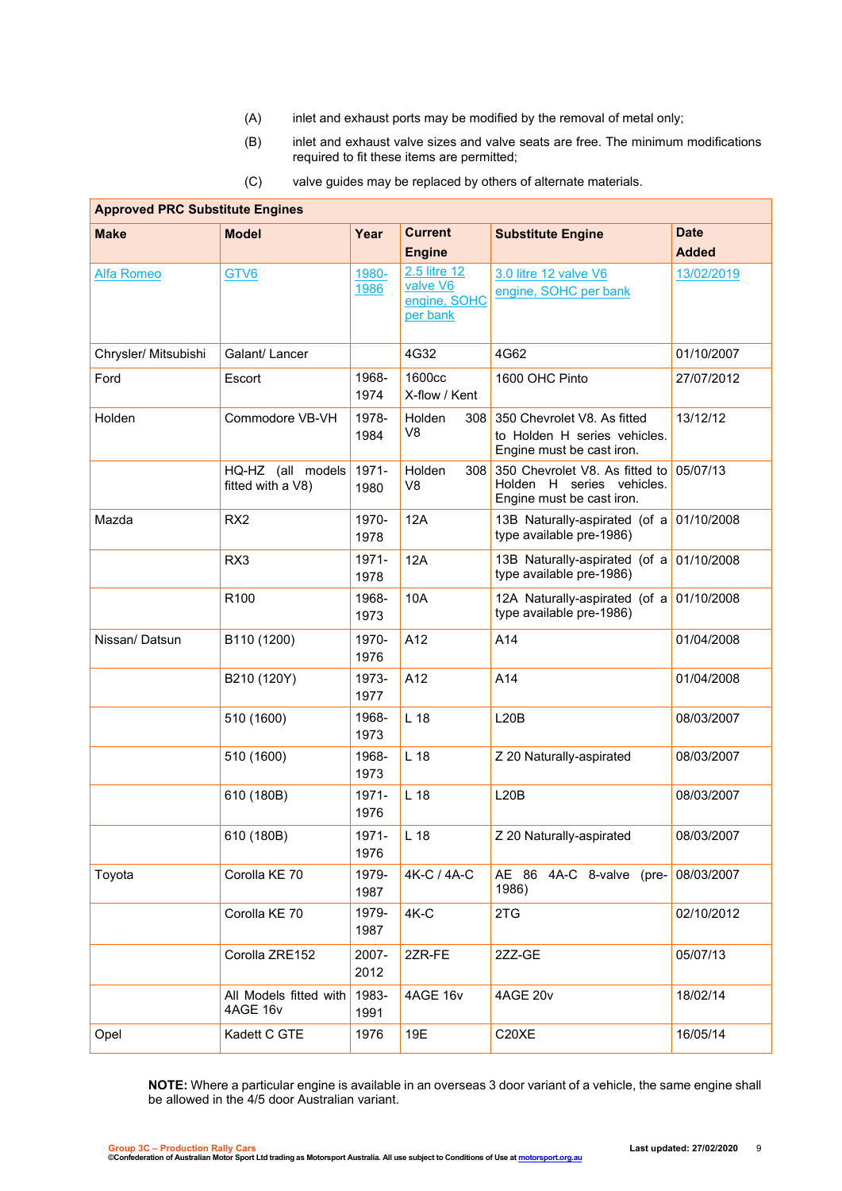(A) inlet and exhaust ports may be modified by the removal of metal only;

(B) inlet and exhaust valve sizes and valve seats are free. The minimum modifications required to fit these items are permitted;

(C) valve guides may be replaced by others of alternate materials.

| Approved PRC Substitute Engines | | | | | |
|---|---|---|---|---|---|
| **Make** | **Model** | **Year** | **Current Engine** | **Substitute Engine** | **Date Added** |
| Alfa Romeo | GTV6 | 1980-1986 | 2.5 litre 12 valve V6 engine, SOHC per bank | 3.0 litre 12 valve V6 engine, SOHC per bank | 13/02/2019 |
| Chrysler/ Mitsubishi | Galant/ Lancer | | 4G32 | 4G62 | 01/10/2007 |
| Ford | Escort | 1968-1974 | 1600cc X-flow / Kent | 1600 OHC Pinto | 27/07/2012 |
| Holden | Commodore VB-VH | 1978-1984 | Holden 308 V8 | 350 Chevrolet V8. As fitted to Holden H series vehicles. Engine must be cast iron. | 13/12/12 |
| | HQ-HZ (all models fitted with a V8) | 1971-1980 | Holden 308 V8 | 350 Chevrolet V8. As fitted to Holden H series vehicles. Engine must be cast iron. | 05/07/13 |
| Mazda | RX2 | 1970-1978 | 12A | 13B Naturally-aspirated (of a type available pre-1986) | 01/10/2008 |
| | RX3 | 1971-1978 | 12A | 13B Naturally-aspirated (of a type available pre-1986) | 01/10/2008 |
| | R100 | 1968-1973 | 10A | 12A Naturally-aspirated (of a type available pre-1986) | 01/10/2008 |
| Nissan/ Datsun | B110 (1200) | 1970-1976 | A12 | A14 | 01/04/2008 |
| | B210 (120Y) | 1973-1977 | A12 | A14 | 01/04/2008 |
| | 510 (1600) | 1968-1973 | L 18 | L20B | 08/03/2007 |
| | 510 (1600) | 1968-1973 | L 18 | Z 20 Naturally-aspirated | 08/03/2007 |
| | 610 (180B) | 1971-1976 | L 18 | L20B | 08/03/2007 |
| | 610 (180B) | 1971-1976 | L 18 | Z 20 Naturally-aspirated | 08/03/2007 |
| Toyota | Corolla KE 70 | 1979-1987 | 4K-C / 4A-C | AE 86 4A-C 8-valve (pre-1986) | 08/03/2007 |
| | Corolla KE 70 | 1979-1987 | 4K-C | 2TG | 02/10/2012 |
| | Corolla ZRE152 | 2007-2012 | 2ZR-FE | 2ZZ-GE | 05/07/13 |
| | All Models fitted with 4AGE 16v | 1983-1991 | 4AGE 16v | 4AGE 20v | 18/02/14 |
| Opel | Kadett C GTE | 1976 | 19E | C20XE | 16/05/14 |

**NOTE:** Where a particular engine is available in an overseas 3 door variant of a vehicle, the same engine shall be allowed in the 4/5 door Australian variant.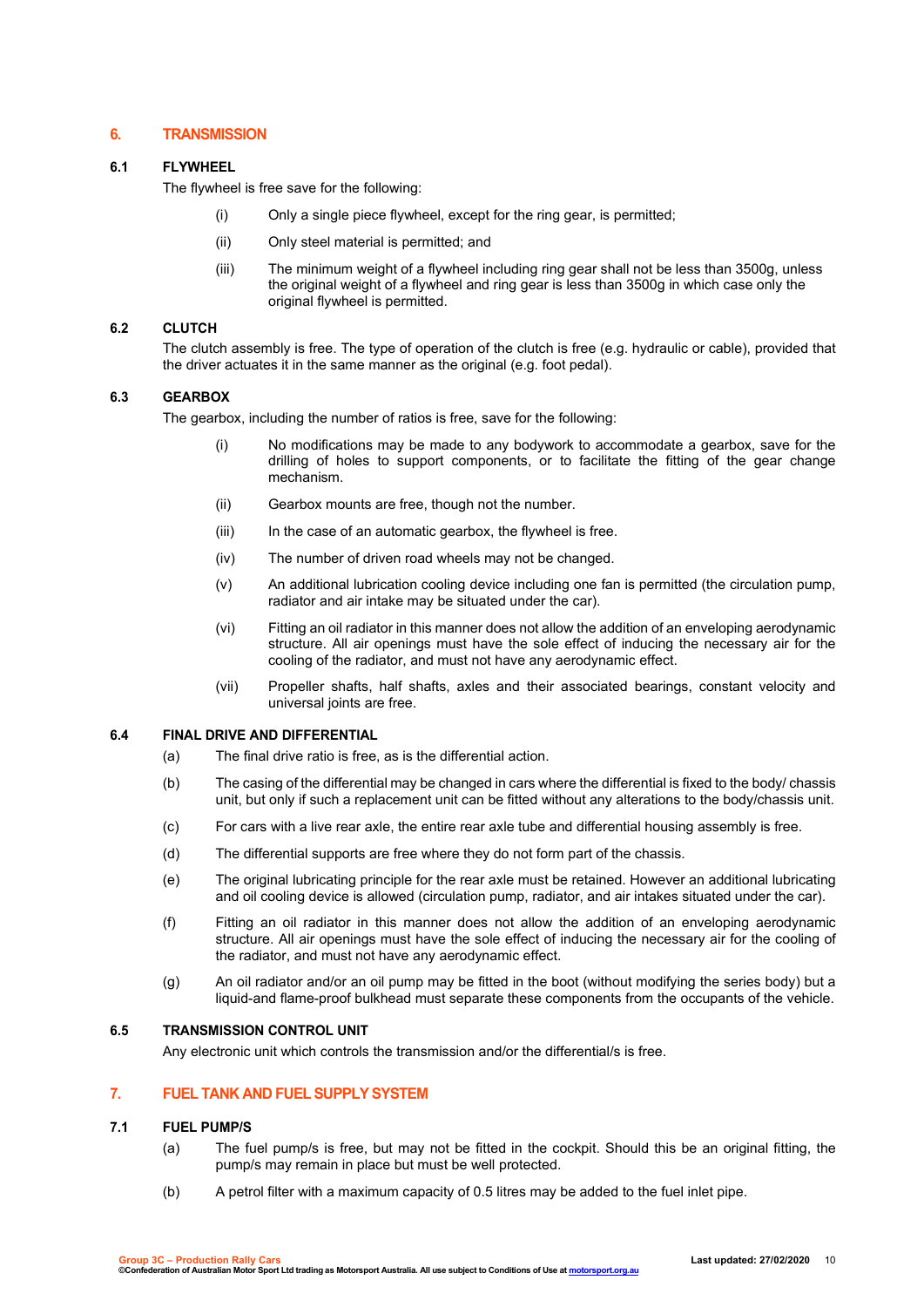## 6. TRANSMISSION

### 6.1 FLYWHEEL

The flywheel is free save for the following:

(i) Only a single piece flywheel, except for the ring gear, is permitted;

(ii) Only steel material is permitted; and

(iii) The minimum weight of a flywheel including ring gear shall not be less than 3500g, unless the original weight of a flywheel and ring gear is less than 3500g in which case only the original flywheel is permitted.

### 6.2 CLUTCH

The clutch assembly is free. The type of operation of the clutch is free (e.g. hydraulic or cable), provided that the driver actuates it in the same manner as the original (e.g. foot pedal).

### 6.3 GEARBOX

The gearbox, including the number of ratios is free, save for the following:

(i) No modifications may be made to any bodywork to accommodate a gearbox, save for the drilling of holes to support components, or to facilitate the fitting of the gear change mechanism.

(ii) Gearbox mounts are free, though not the number.

(iii) In the case of an automatic gearbox, the flywheel is free.

(iv) The number of driven road wheels may not be changed.

(v) An additional lubrication cooling device including one fan is permitted (the circulation pump, radiator and air intake may be situated under the car).

(vi) Fitting an oil radiator in this manner does not allow the addition of an enveloping aerodynamic structure. All air openings must have the sole effect of inducing the necessary air for the cooling of the radiator, and must not have any aerodynamic effect.

(vii) Propeller shafts, half shafts, axles and their associated bearings, constant velocity and universal joints are free.

### 6.4 FINAL DRIVE AND DIFFERENTIAL

(a) The final drive ratio is free, as is the differential action.

(b) The casing of the differential may be changed in cars where the differential is fixed to the body/ chassis unit, but only if such a replacement unit can be fitted without any alterations to the body/chassis unit.

(c) For cars with a live rear axle, the entire rear axle tube and differential housing assembly is free.

(d) The differential supports are free where they do not form part of the chassis.

(e) The original lubricating principle for the rear axle must be retained. However an additional lubricating and oil cooling device is allowed (circulation pump, radiator, and air intakes situated under the car).

(f) Fitting an oil radiator in this manner does not allow the addition of an enveloping aerodynamic structure. All air openings must have the sole effect of inducing the necessary air for the cooling of the radiator, and must not have any aerodynamic effect.

(g) An oil radiator and/or an oil pump may be fitted in the boot (without modifying the series body) but a liquid-and flame-proof bulkhead must separate these components from the occupants of the vehicle.

### 6.5 TRANSMISSION CONTROL UNIT

Any electronic unit which controls the transmission and/or the differential/s is free.

## 7. FUEL TANK AND FUEL SUPPLY SYSTEM

### 7.1 FUEL PUMP/S

(a) The fuel pump/s is free, but may not be fitted in the cockpit. Should this be an original fitting, the pump/s may remain in place but must be well protected.

(b) A petrol filter with a maximum capacity of 0.5 litres may be added to the fuel inlet pipe.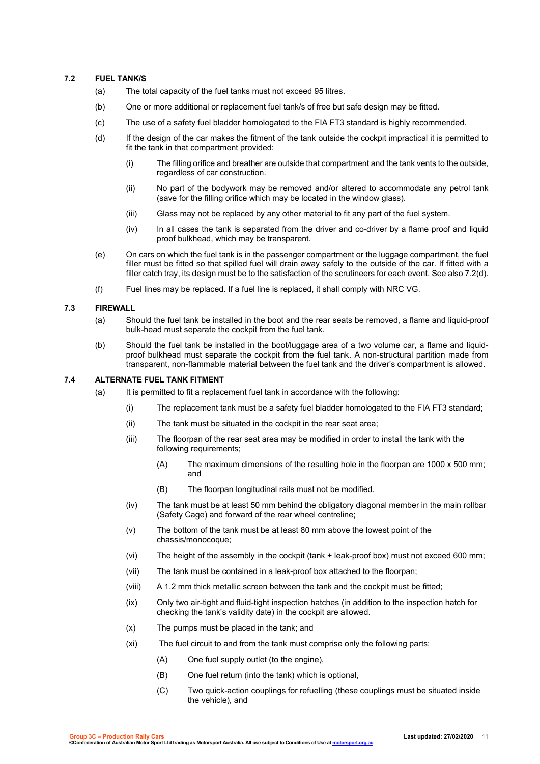### 7.2 FUEL TANK/S

(a) The total capacity of the fuel tanks must not exceed 95 litres.

(b) One or more additional or replacement fuel tank/s of free but safe design may be fitted.

(c) The use of a safety fuel bladder homologated to the FIA FT3 standard is highly recommended.

(d) If the design of the car makes the fitment of the tank outside the cockpit impractical it is permitted to fit the tank in that compartment provided:

- (i) The filling orifice and breather are outside that compartment and the tank vents to the outside, regardless of car construction.
- (ii) No part of the bodywork may be removed and/or altered to accommodate any petrol tank (save for the filling orifice which may be located in the window glass).
- (iii) Glass may not be replaced by any other material to fit any part of the fuel system.
- (iv) In all cases the tank is separated from the driver and co-driver by a flame proof and liquid proof bulkhead, which may be transparent.

(e) On cars on which the fuel tank is in the passenger compartment or the luggage compartment, the fuel filler must be fitted so that spilled fuel will drain away safely to the outside of the car. If fitted with a filler catch tray, its design must be to the satisfaction of the scrutineers for each event. See also 7.2(d).

(f) Fuel lines may be replaced. If a fuel line is replaced, it shall comply with NRC VG.

### 7.3 FIREWALL

(a) Should the fuel tank be installed in the boot and the rear seats be removed, a flame and liquid-proof bulk-head must separate the cockpit from the fuel tank.

(b) Should the fuel tank be installed in the boot/luggage area of a two volume car, a flame and liquid-proof bulkhead must separate the cockpit from the fuel tank. A non-structural partition made from transparent, non-flammable material between the fuel tank and the driver's compartment is allowed.

### 7.4 ALTERNATE FUEL TANK FITMENT

(a) It is permitted to fit a replacement fuel tank in accordance with the following:

- (i) The replacement tank must be a safety fuel bladder homologated to the FIA FT3 standard;
- (ii) The tank must be situated in the cockpit in the rear seat area;
- (iii) The floorpan of the rear seat area may be modified in order to install the tank with the following requirements;
  - (A) The maximum dimensions of the resulting hole in the floorpan are 1000 x 500 mm; and
  - (B) The floorpan longitudinal rails must not be modified.
- (iv) The tank must be at least 50 mm behind the obligatory diagonal member in the main rollbar (Safety Cage) and forward of the rear wheel centreline;
- (v) The bottom of the tank must be at least 80 mm above the lowest point of the chassis/monocoque;
- (vi) The height of the assembly in the cockpit (tank + leak-proof box) must not exceed 600 mm;
- (vii) The tank must be contained in a leak-proof box attached to the floorpan;
- (viii) A 1.2 mm thick metallic screen between the tank and the cockpit must be fitted;
- (ix) Only two air-tight and fluid-tight inspection hatches (in addition to the inspection hatch for checking the tank's validity date) in the cockpit are allowed.
- (x) The pumps must be placed in the tank; and
- (xi) The fuel circuit to and from the tank must comprise only the following parts;
  - (A) One fuel supply outlet (to the engine),
  - (B) One fuel return (into the tank) which is optional,
  - (C) Two quick-action couplings for refuelling (these couplings must be situated inside the vehicle), and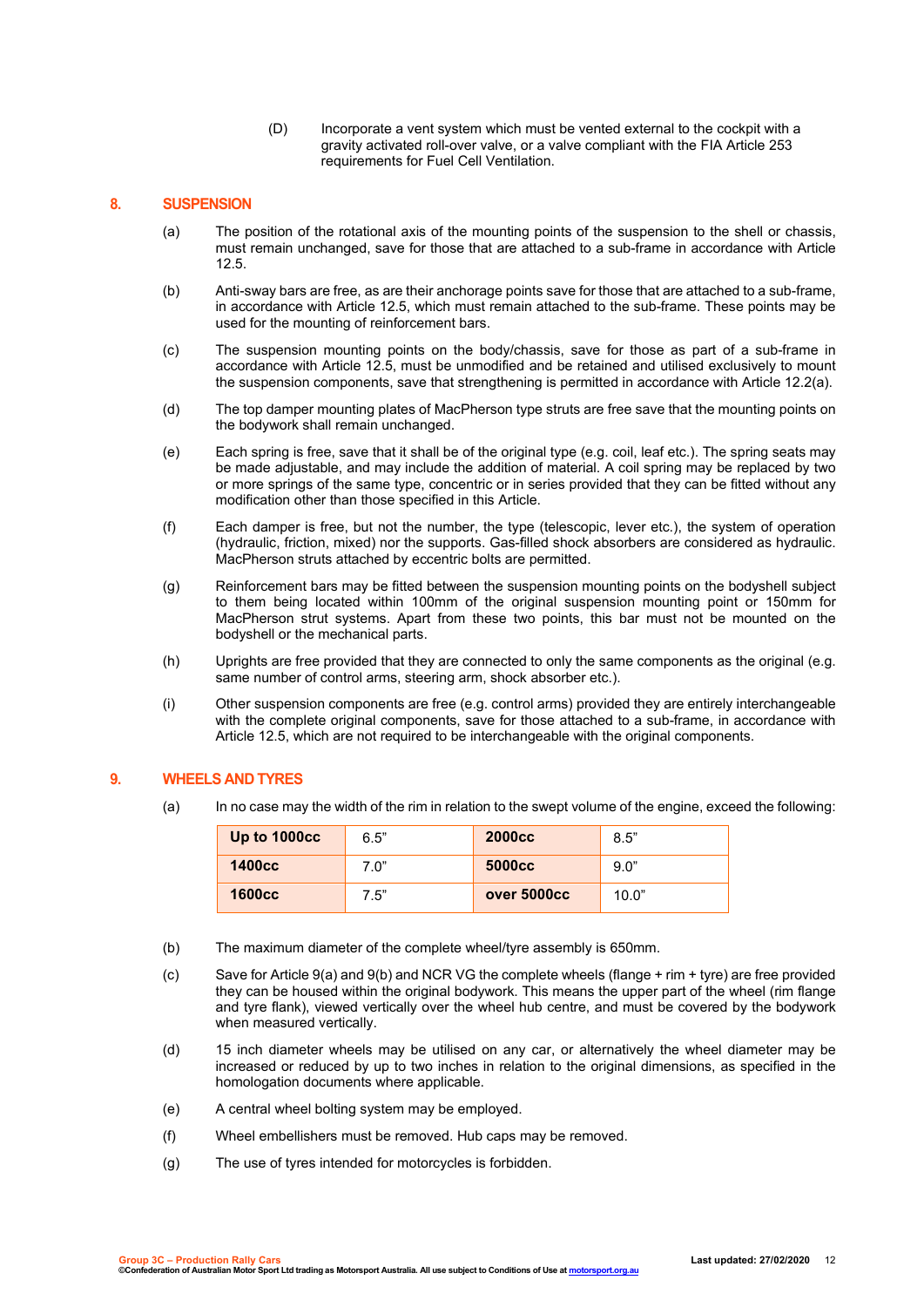(D) Incorporate a vent system which must be vented external to the cockpit with a gravity activated roll-over valve, or a valve compliant with the FIA Article 253 requirements for Fuel Cell Ventilation.

## 8. SUSPENSION

(a) The position of the rotational axis of the mounting points of the suspension to the shell or chassis, must remain unchanged, save for those that are attached to a sub-frame in accordance with Article 12.5.

(b) Anti-sway bars are free, as are their anchorage points save for those that are attached to a sub-frame, in accordance with Article 12.5, which must remain attached to the sub-frame. These points may be used for the mounting of reinforcement bars.

(c) The suspension mounting points on the body/chassis, save for those as part of a sub-frame in accordance with Article 12.5, must be unmodified and be retained and utilised exclusively to mount the suspension components, save that strengthening is permitted in accordance with Article 12.2(a).

(d) The top damper mounting plates of MacPherson type struts are free save that the mounting points on the bodywork shall remain unchanged.

(e) Each spring is free, save that it shall be of the original type (e.g. coil, leaf etc.). The spring seats may be made adjustable, and may include the addition of material. A coil spring may be replaced by two or more springs of the same type, concentric or in series provided that they can be fitted without any modification other than those specified in this Article.

(f) Each damper is free, but not the number, the type (telescopic, lever etc.), the system of operation (hydraulic, friction, mixed) nor the supports. Gas-filled shock absorbers are considered as hydraulic. MacPherson struts attached by eccentric bolts are permitted.

(g) Reinforcement bars may be fitted between the suspension mounting points on the bodyshell subject to them being located within 100mm of the original suspension mounting point or 150mm for MacPherson strut systems. Apart from these two points, this bar must not be mounted on the bodyshell or the mechanical parts.

(h) Uprights are free provided that they are connected to only the same components as the original (e.g. same number of control arms, steering arm, shock absorber etc.).

(i) Other suspension components are free (e.g. control arms) provided they are entirely interchangeable with the complete original components, save for those attached to a sub-frame, in accordance with Article 12.5, which are not required to be interchangeable with the original components.

## 9. WHEELS AND TYRES

(a) In no case may the width of the rim in relation to the swept volume of the engine, exceed the following:

| Up to 1000cc | 6.5" | 2000cc | 8.5" |
|---|---|---|---|
| **1400cc** | 7.0" | **5000cc** | 9.0" |
| **1600cc** | 7.5" | **over 5000cc** | 10.0" |

(b) The maximum diameter of the complete wheel/tyre assembly is 650mm.

(c) Save for Article 9(a) and 9(b) and NCR VG the complete wheels (flange + rim + tyre) are free provided they can be housed within the original bodywork. This means the upper part of the wheel (rim flange and tyre flank), viewed vertically over the wheel hub centre, and must be covered by the bodywork when measured vertically.

(d) 15 inch diameter wheels may be utilised on any car, or alternatively the wheel diameter may be increased or reduced by up to two inches in relation to the original dimensions, as specified in the homologation documents where applicable.

(e) A central wheel bolting system may be employed.

(f) Wheel embellishers must be removed. Hub caps may be removed.

(g) The use of tyres intended for motorcycles is forbidden.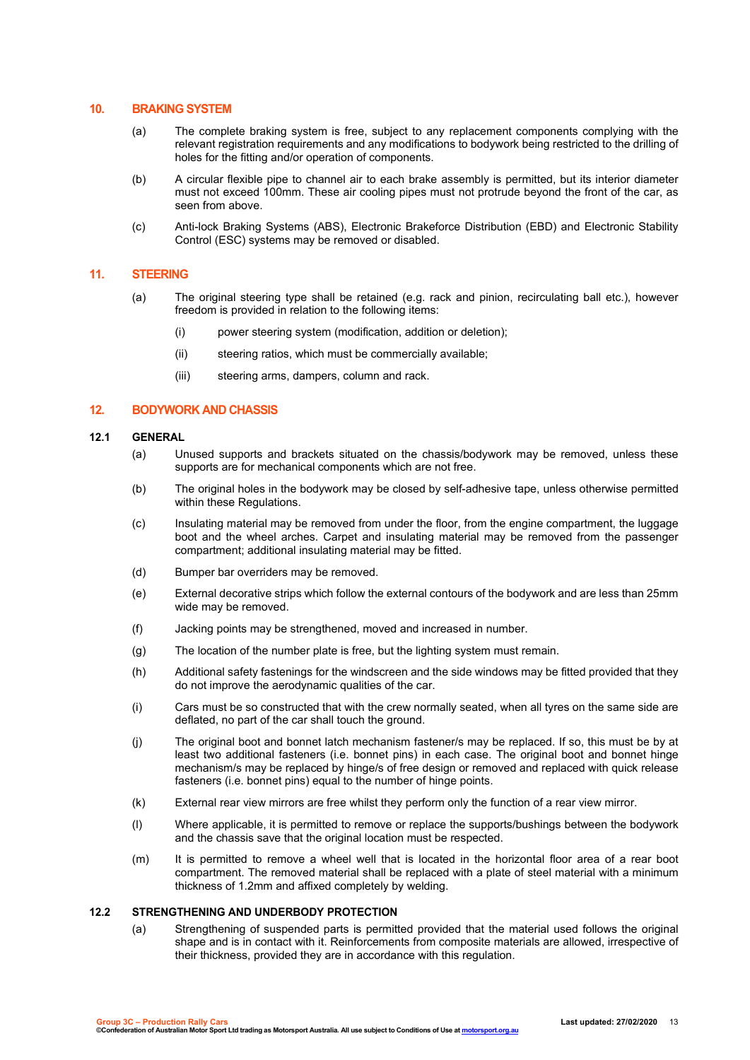## 10. BRAKING SYSTEM

(a) The complete braking system is free, subject to any replacement components complying with the relevant registration requirements and any modifications to bodywork being restricted to the drilling of holes for the fitting and/or operation of components.

(b) A circular flexible pipe to channel air to each brake assembly is permitted, but its interior diameter must not exceed 100mm. These air cooling pipes must not protrude beyond the front of the car, as seen from above.

(c) Anti-lock Braking Systems (ABS), Electronic Brakeforce Distribution (EBD) and Electronic Stability Control (ESC) systems may be removed or disabled.

## 11. STEERING

(a) The original steering type shall be retained (e.g. rack and pinion, recirculating ball etc.), however freedom is provided in relation to the following items:

(i) power steering system (modification, addition or deletion);

(ii) steering ratios, which must be commercially available;

(iii) steering arms, dampers, column and rack.

## 12. BODYWORK AND CHASSIS

### 12.1 GENERAL

(a) Unused supports and brackets situated on the chassis/bodywork may be removed, unless these supports are for mechanical components which are not free.

(b) The original holes in the bodywork may be closed by self-adhesive tape, unless otherwise permitted within these Regulations.

(c) Insulating material may be removed from under the floor, from the engine compartment, the luggage boot and the wheel arches. Carpet and insulating material may be removed from the passenger compartment; additional insulating material may be fitted.

(d) Bumper bar overriders may be removed.

(e) External decorative strips which follow the external contours of the bodywork and are less than 25mm wide may be removed.

(f) Jacking points may be strengthened, moved and increased in number.

(g) The location of the number plate is free, but the lighting system must remain.

(h) Additional safety fastenings for the windscreen and the side windows may be fitted provided that they do not improve the aerodynamic qualities of the car.

(i) Cars must be so constructed that with the crew normally seated, when all tyres on the same side are deflated, no part of the car shall touch the ground.

(j) The original boot and bonnet latch mechanism fastener/s may be replaced. If so, this must be by at least two additional fasteners (i.e. bonnet pins) in each case. The original boot and bonnet hinge mechanism/s may be replaced by hinge/s of free design or removed and replaced with quick release fasteners (i.e. bonnet pins) equal to the number of hinge points.

(k) External rear view mirrors are free whilst they perform only the function of a rear view mirror.

(l) Where applicable, it is permitted to remove or replace the supports/bushings between the bodywork and the chassis save that the original location must be respected.

(m) It is permitted to remove a wheel well that is located in the horizontal floor area of a rear boot compartment. The removed material shall be replaced with a plate of steel material with a minimum thickness of 1.2mm and affixed completely by welding.

### 12.2 STRENGTHENING AND UNDERBODY PROTECTION

(a) Strengthening of suspended parts is permitted provided that the material used follows the original shape and is in contact with it. Reinforcements from composite materials are allowed, irrespective of their thickness, provided they are in accordance with this regulation.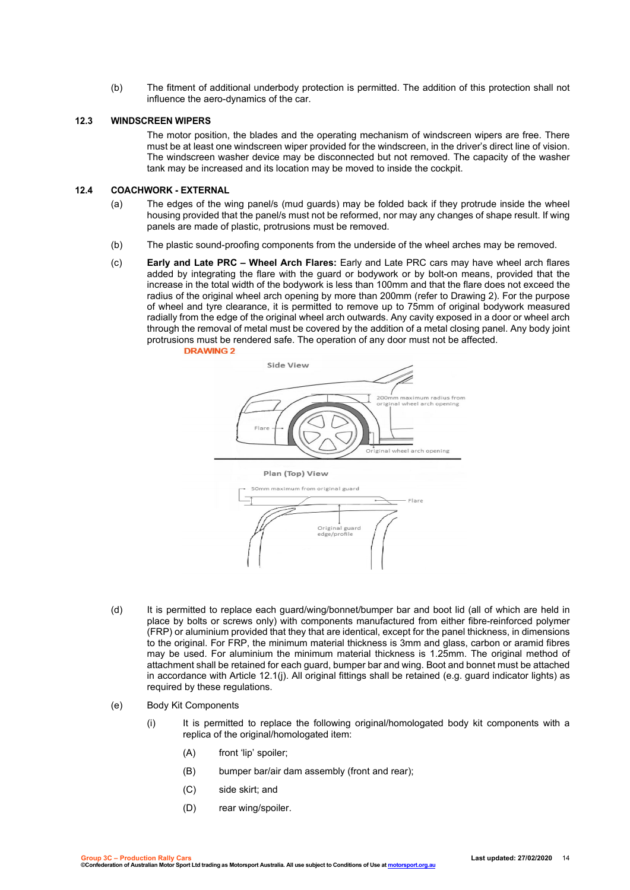(b) The fitment of additional underbody protection is permitted. The addition of this protection shall not influence the aero-dynamics of the car.

### 12.3 WINDSCREEN WIPERS

The motor position, the blades and the operating mechanism of windscreen wipers are free. There must be at least one windscreen wiper provided for the windscreen, in the driver's direct line of vision. The windscreen washer device may be disconnected but not removed. The capacity of the washer tank may be increased and its location may be moved to inside the cockpit.

### 12.4 COACHWORK - EXTERNAL

(a) The edges of the wing panel/s (mud guards) may be folded back if they protrude inside the wheel housing provided that the panel/s must not be reformed, nor may any changes of shape result. If wing panels are made of plastic, protrusions must be removed.

(b) The plastic sound-proofing components from the underside of the wheel arches may be removed.

(c) **Early and Late PRC – Wheel Arch Flares:** Early and Late PRC cars may have wheel arch flares added by integrating the flare with the guard or bodywork or by bolt-on means, provided that the increase in the total width of the bodywork is less than 100mm and that the flare does not exceed the radius of the original wheel arch opening by more than 200mm (refer to Drawing 2). For the purpose of wheel and tyre clearance, it is permitted to remove up to 75mm of original bodywork measured radially from the edge of the original wheel arch outwards. Any cavity exposed in a door or wheel arch through the removal of metal must be covered by the addition of a metal closing panel. Any body joint protrusions must be rendered safe. The operation of any door must not be affected.

**DRAWING 2**

Side View

200mm maximum radius from original wheel arch opening

Flare

Original wheel arch opening

Plan (Top) View

50mm maximum from original guard

Flare

Original guard edge/profile

(d) It is permitted to replace each guard/wing/bonnet/bumper bar and boot lid (all of which are held in place by bolts or screws only) with components manufactured from either fibre-reinforced polymer (FRP) or aluminium provided that they that are identical, except for the panel thickness, in dimensions to the original. For FRP, the minimum material thickness is 3mm and glass, carbon or aramid fibres may be used. For aluminium the minimum material thickness is 1.25mm. The original method of attachment shall be retained for each guard, bumper bar and wing. Boot and bonnet must be attached in accordance with Article 12.1(j). All original fittings shall be retained (e.g. guard indicator lights) as required by these regulations.

(e) Body Kit Components

(i) It is permitted to replace the following original/homologated body kit components with a replica of the original/homologated item:

(A) front 'lip' spoiler;

(B) bumper bar/air dam assembly (front and rear);

(C) side skirt; and

(D) rear wing/spoiler.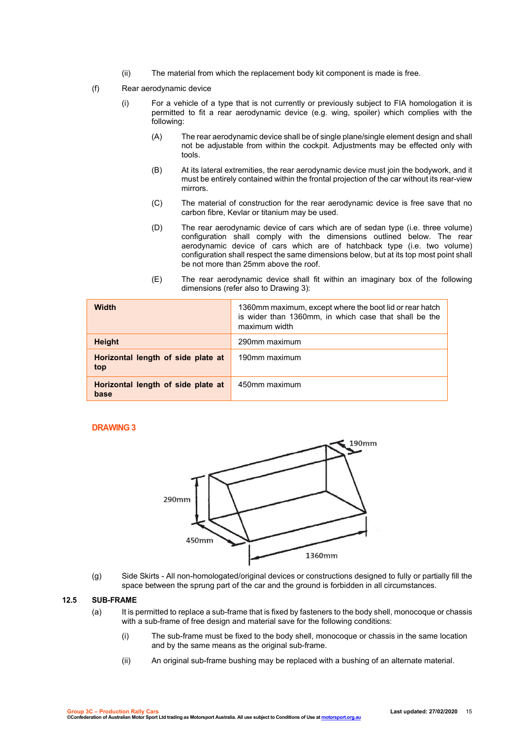(ii) The material from which the replacement body kit component is made is free.

(f) Rear aerodynamic device

(i) For a vehicle of a type that is not currently or previously subject to FIA homologation it is permitted to fit a rear aerodynamic device (e.g. wing, spoiler) which complies with the following:

(A) The rear aerodynamic device shall be of single plane/single element design and shall not be adjustable from within the cockpit. Adjustments may be effected only with tools.

(B) At its lateral extremities, the rear aerodynamic device must join the bodywork, and it must be entirely contained within the frontal projection of the car without its rear-view mirrors.

(C) The material of construction for the rear aerodynamic device is free save that no carbon fibre, Kevlar or titanium may be used.

(D) The rear aerodynamic device of cars which are of sedan type (i.e. three volume) configuration shall comply with the dimensions outlined below. The rear aerodynamic device of cars which are of hatchback type (i.e. two volume) configuration shall respect the same dimensions below, but at its top most point shall be not more than 25mm above the roof.

(E) The rear aerodynamic device shall fit within an imaginary box of the following dimensions (refer also to Drawing 3):

| | |
|---|---|
| **Width** | 1360mm maximum, except where the boot lid or rear hatch is wider than 1360mm, in which case that shall be the maximum width |
| **Height** | 290mm maximum |
| **Horizontal length of side plate at top** | 190mm maximum |
| **Horizontal length of side plate at base** | 450mm maximum |

**DRAWING 3**

190mm

290mm

450mm

1360mm

(g) Side Skirts - All non-homologated/original devices or constructions designed to fully or partially fill the space between the sprung part of the car and the ground is forbidden in all circumstances.

## 12.5 SUB-FRAME

(a) It is permitted to replace a sub-frame that is fixed by fasteners to the body shell, monocoque or chassis with a sub-frame of free design and material save for the following conditions:

(i) The sub-frame must be fixed to the body shell, monocoque or chassis in the same location and by the same means as the original sub-frame.

(ii) An original sub-frame bushing may be replaced with a bushing of an alternate material.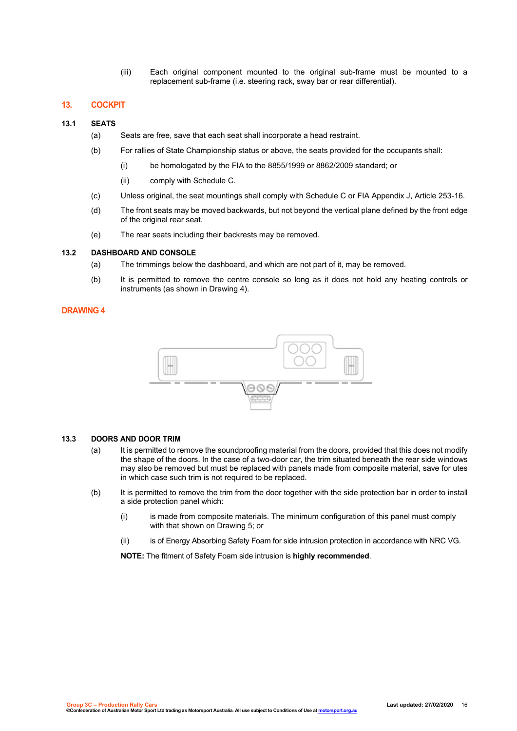(iii) Each original component mounted to the original sub-frame must be mounted to a replacement sub-frame (i.e. steering rack, sway bar or rear differential).

## 13. COCKPIT

### 13.1 SEATS

(a) Seats are free, save that each seat shall incorporate a head restraint.

(b) For rallies of State Championship status or above, the seats provided for the occupants shall:

  (i) be homologated by the FIA to the 8855/1999 or 8862/2009 standard; or

  (ii) comply with Schedule C.

(c) Unless original, the seat mountings shall comply with Schedule C or FIA Appendix J, Article 253-16.

(d) The front seats may be moved backwards, but not beyond the vertical plane defined by the front edge of the original rear seat.

(e) The rear seats including their backrests may be removed.

### 13.2 DASHBOARD AND CONSOLE

(a) The trimmings below the dashboard, and which are not part of it, may be removed.

(b) It is permitted to remove the centre console so long as it does not hold any heating controls or instruments (as shown in Drawing 4).

**DRAWING 4**

### 13.3 DOORS AND DOOR TRIM

(a) It is permitted to remove the soundproofing material from the doors, provided that this does not modify the shape of the doors. In the case of a two-door car, the trim situated beneath the rear side windows may also be removed but must be replaced with panels made from composite material, save for utes in which case such trim is not required to be replaced.

(b) It is permitted to remove the trim from the door together with the side protection bar in order to install a side protection panel which:

  (i) is made from composite materials. The minimum configuration of this panel must comply with that shown on Drawing 5; or

  (ii) is of Energy Absorbing Safety Foam for side intrusion protection in accordance with NRC VG.

**NOTE:** The fitment of Safety Foam side intrusion is **highly recommended**.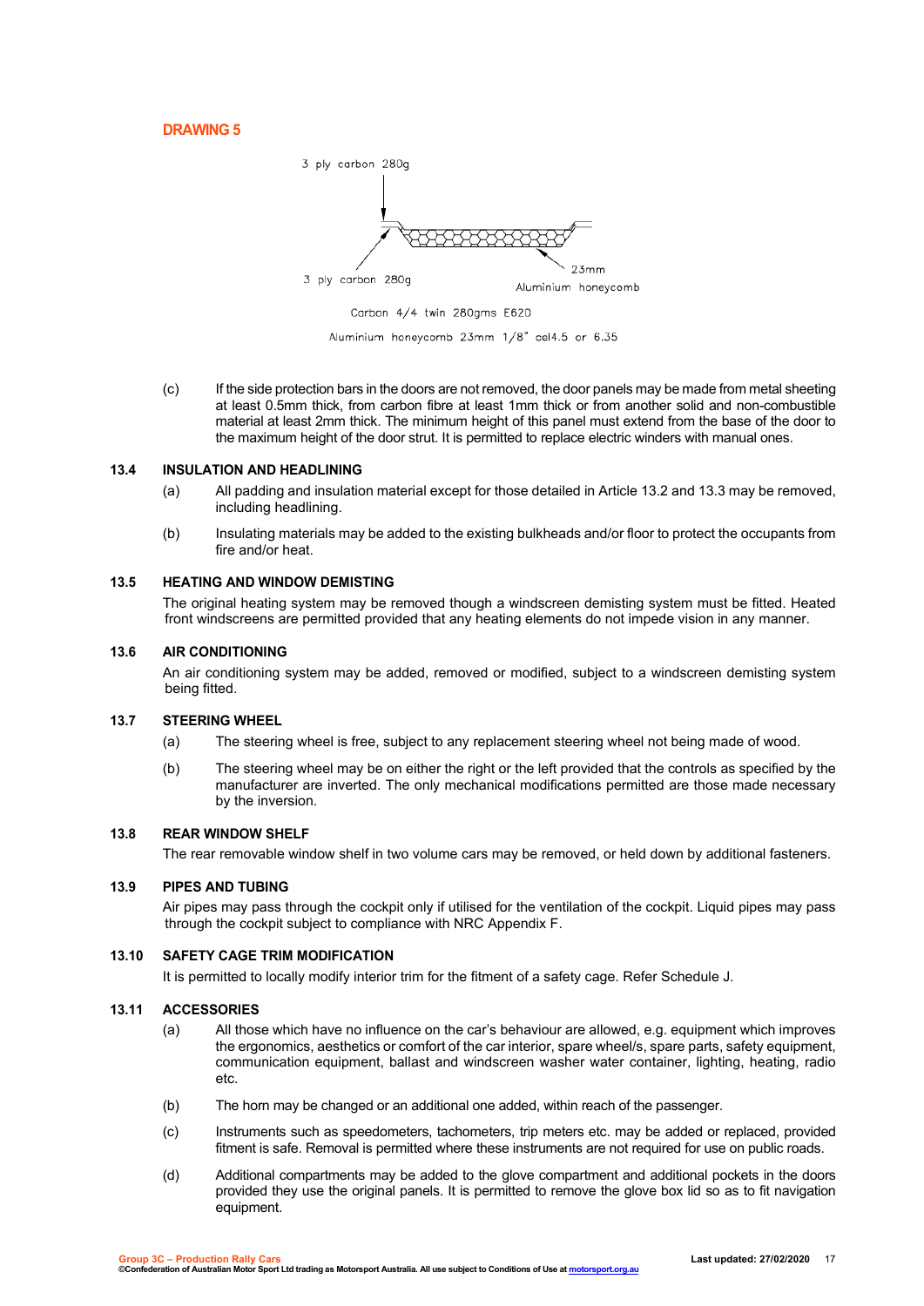## DRAWING 5

3 ply carbon 280g

3 ply carbon 280g

23mm Aluminium honeycomb

Carbon 4/4 twin 280gms E620

Aluminium honeycomb 23mm 1/8" cel4.5 or 6.35

(c) If the side protection bars in the doors are not removed, the door panels may be made from metal sheeting at least 0.5mm thick, from carbon fibre at least 1mm thick or from another solid and non-combustible material at least 2mm thick. The minimum height of this panel must extend from the base of the door to the maximum height of the door strut. It is permitted to replace electric winders with manual ones.

### 13.4 INSULATION AND HEADLINING

(a) All padding and insulation material except for those detailed in Article 13.2 and 13.3 may be removed, including headlining.

(b) Insulating materials may be added to the existing bulkheads and/or floor to protect the occupants from fire and/or heat.

### 13.5 HEATING AND WINDOW DEMISTING

The original heating system may be removed though a windscreen demisting system must be fitted. Heated front windscreens are permitted provided that any heating elements do not impede vision in any manner.

### 13.6 AIR CONDITIONING

An air conditioning system may be added, removed or modified, subject to a windscreen demisting system being fitted.

### 13.7 STEERING WHEEL

(a) The steering wheel is free, subject to any replacement steering wheel not being made of wood.

(b) The steering wheel may be on either the right or the left provided that the controls as specified by the manufacturer are inverted. The only mechanical modifications permitted are those made necessary by the inversion.

### 13.8 REAR WINDOW SHELF

The rear removable window shelf in two volume cars may be removed, or held down by additional fasteners.

### 13.9 PIPES AND TUBING

Air pipes may pass through the cockpit only if utilised for the ventilation of the cockpit. Liquid pipes may pass through the cockpit subject to compliance with NRC Appendix F.

### 13.10 SAFETY CAGE TRIM MODIFICATION

It is permitted to locally modify interior trim for the fitment of a safety cage. Refer Schedule J.

### 13.11 ACCESSORIES

(a) All those which have no influence on the car's behaviour are allowed, e.g. equipment which improves the ergonomics, aesthetics or comfort of the car interior, spare wheel/s, spare parts, safety equipment, communication equipment, ballast and windscreen washer water container, lighting, heating, radio etc.

(b) The horn may be changed or an additional one added, within reach of the passenger.

(c) Instruments such as speedometers, tachometers, trip meters etc. may be added or replaced, provided fitment is safe. Removal is permitted where these instruments are not required for use on public roads.

(d) Additional compartments may be added to the glove compartment and additional pockets in the doors provided they use the original panels. It is permitted to remove the glove box lid so as to fit navigation equipment.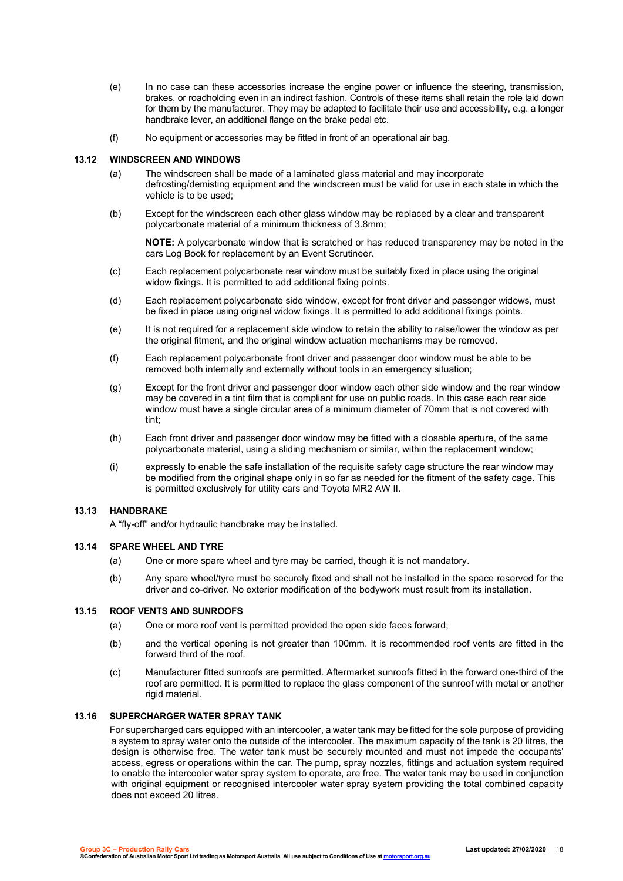(e) In no case can these accessories increase the engine power or influence the steering, transmission, brakes, or roadholding even in an indirect fashion. Controls of these items shall retain the role laid down for them by the manufacturer. They may be adapted to facilitate their use and accessibility, e.g. a longer handbrake lever, an additional flange on the brake pedal etc.

(f) No equipment or accessories may be fitted in front of an operational air bag.

### 13.12 WINDSCREEN AND WINDOWS

(a) The windscreen shall be made of a laminated glass material and may incorporate defrosting/demisting equipment and the windscreen must be valid for use in each state in which the vehicle is to be used;

(b) Except for the windscreen each other glass window may be replaced by a clear and transparent polycarbonate material of a minimum thickness of 3.8mm;

**NOTE:** A polycarbonate window that is scratched or has reduced transparency may be noted in the cars Log Book for replacement by an Event Scrutineer.

(c) Each replacement polycarbonate rear window must be suitably fixed in place using the original widow fixings. It is permitted to add additional fixing points.

(d) Each replacement polycarbonate side window, except for front driver and passenger widows, must be fixed in place using original widow fixings. It is permitted to add additional fixings points.

(e) It is not required for a replacement side window to retain the ability to raise/lower the window as per the original fitment, and the original window actuation mechanisms may be removed.

(f) Each replacement polycarbonate front driver and passenger door window must be able to be removed both internally and externally without tools in an emergency situation;

(g) Except for the front driver and passenger door window each other side window and the rear window may be covered in a tint film that is compliant for use on public roads. In this case each rear side window must have a single circular area of a minimum diameter of 70mm that is not covered with tint;

(h) Each front driver and passenger door window may be fitted with a closable aperture, of the same polycarbonate material, using a sliding mechanism or similar, within the replacement window;

(i) expressly to enable the safe installation of the requisite safety cage structure the rear window may be modified from the original shape only in so far as needed for the fitment of the safety cage. This is permitted exclusively for utility cars and Toyota MR2 AW II.

### 13.13 HANDBRAKE

A "fly-off" and/or hydraulic handbrake may be installed.

### 13.14 SPARE WHEEL AND TYRE

(a) One or more spare wheel and tyre may be carried, though it is not mandatory.

(b) Any spare wheel/tyre must be securely fixed and shall not be installed in the space reserved for the driver and co-driver. No exterior modification of the bodywork must result from its installation.

### 13.15 ROOF VENTS AND SUNROOFS

(a) One or more roof vent is permitted provided the open side faces forward;

(b) and the vertical opening is not greater than 100mm. It is recommended roof vents are fitted in the forward third of the roof.

(c) Manufacturer fitted sunroofs are permitted. Aftermarket sunroofs fitted in the forward one-third of the roof are permitted. It is permitted to replace the glass component of the sunroof with metal or another rigid material.

### 13.16 SUPERCHARGER WATER SPRAY TANK

For supercharged cars equipped with an intercooler, a water tank may be fitted for the sole purpose of providing a system to spray water onto the outside of the intercooler. The maximum capacity of the tank is 20 litres, the design is otherwise free. The water tank must be securely mounted and must not impede the occupants' access, egress or operations within the car. The pump, spray nozzles, fittings and actuation system required to enable the intercooler water spray system to operate, are free. The water tank may be used in conjunction with original equipment or recognised intercooler water spray system providing the total combined capacity does not exceed 20 litres.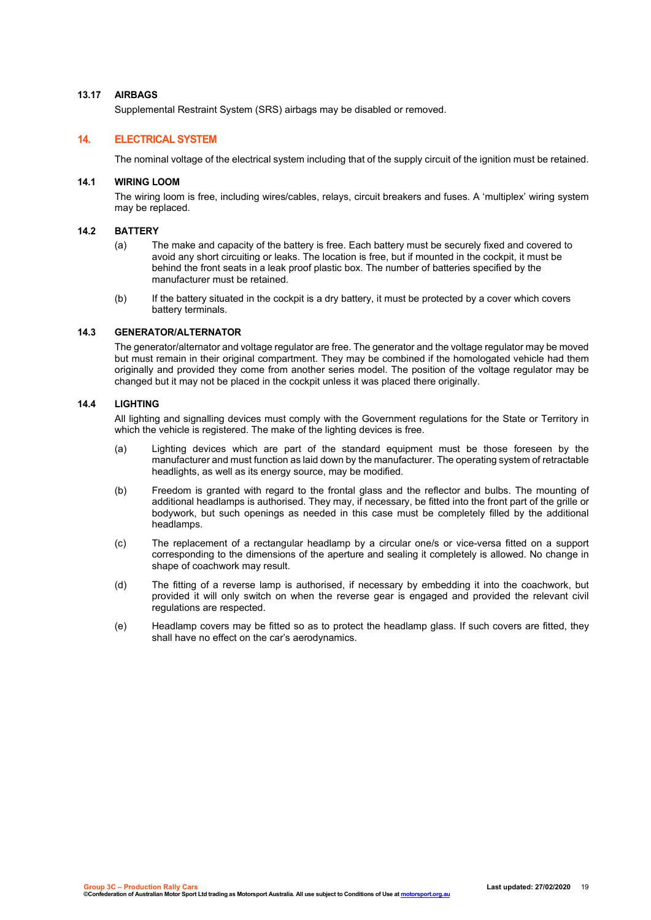### 13.17 AIRBAGS

Supplemental Restraint System (SRS) airbags may be disabled or removed.

## 14. ELECTRICAL SYSTEM

The nominal voltage of the electrical system including that of the supply circuit of the ignition must be retained.

### 14.1 WIRING LOOM

The wiring loom is free, including wires/cables, relays, circuit breakers and fuses. A 'multiplex' wiring system may be replaced.

### 14.2 BATTERY

(a) The make and capacity of the battery is free. Each battery must be securely fixed and covered to avoid any short circuiting or leaks. The location is free, but if mounted in the cockpit, it must be behind the front seats in a leak proof plastic box. The number of batteries specified by the manufacturer must be retained.

(b) If the battery situated in the cockpit is a dry battery, it must be protected by a cover which covers battery terminals.

### 14.3 GENERATOR/ALTERNATOR

The generator/alternator and voltage regulator are free. The generator and the voltage regulator may be moved but must remain in their original compartment. They may be combined if the homologated vehicle had them originally and provided they come from another series model. The position of the voltage regulator may be changed but it may not be placed in the cockpit unless it was placed there originally.

### 14.4 LIGHTING

All lighting and signalling devices must comply with the Government regulations for the State or Territory in which the vehicle is registered. The make of the lighting devices is free.

(a) Lighting devices which are part of the standard equipment must be those foreseen by the manufacturer and must function as laid down by the manufacturer. The operating system of retractable headlights, as well as its energy source, may be modified.

(b) Freedom is granted with regard to the frontal glass and the reflector and bulbs. The mounting of additional headlamps is authorised. They may, if necessary, be fitted into the front part of the grille or bodywork, but such openings as needed in this case must be completely filled by the additional headlamps.

(c) The replacement of a rectangular headlamp by a circular one/s or vice-versa fitted on a support corresponding to the dimensions of the aperture and sealing it completely is allowed. No change in shape of coachwork may result.

(d) The fitting of a reverse lamp is authorised, if necessary by embedding it into the coachwork, but provided it will only switch on when the reverse gear is engaged and provided the relevant civil regulations are respected.

(e) Headlamp covers may be fitted so as to protect the headlamp glass. If such covers are fitted, they shall have no effect on the car's aerodynamics.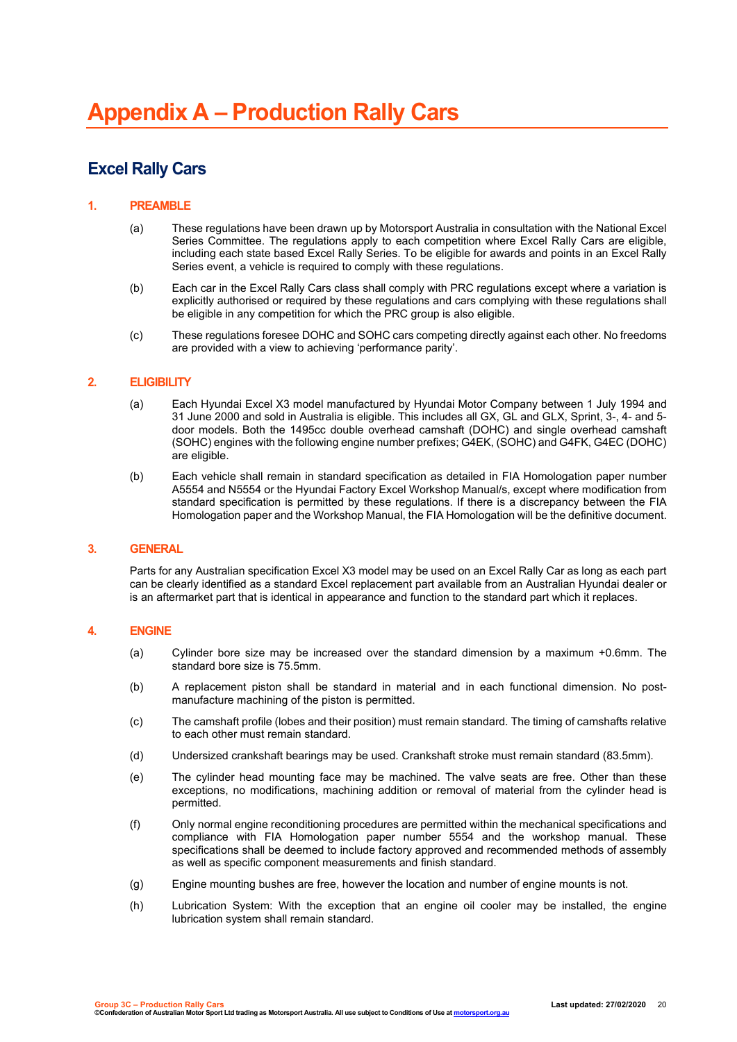# Appendix A – Production Rally Cars

## Excel Rally Cars

### 1. PREAMBLE

(a) These regulations have been drawn up by Motorsport Australia in consultation with the National Excel Series Committee. The regulations apply to each competition where Excel Rally Cars are eligible, including each state based Excel Rally Series. To be eligible for awards and points in an Excel Rally Series event, a vehicle is required to comply with these regulations.

(b) Each car in the Excel Rally Cars class shall comply with PRC regulations except where a variation is explicitly authorised or required by these regulations and cars complying with these regulations shall be eligible in any competition for which the PRC group is also eligible.

(c) These regulations foresee DOHC and SOHC cars competing directly against each other. No freedoms are provided with a view to achieving 'performance parity'.

### 2. ELIGIBILITY

(a) Each Hyundai Excel X3 model manufactured by Hyundai Motor Company between 1 July 1994 and 31 June 2000 and sold in Australia is eligible. This includes all GX, GL and GLX, Sprint, 3-, 4- and 5-door models. Both the 1495cc double overhead camshaft (DOHC) and single overhead camshaft (SOHC) engines with the following engine number prefixes; G4EK, (SOHC) and G4FK, G4EC (DOHC) are eligible.

(b) Each vehicle shall remain in standard specification as detailed in FIA Homologation paper number A5554 and N5554 or the Hyundai Factory Excel Workshop Manual/s, except where modification from standard specification is permitted by these regulations. If there is a discrepancy between the FIA Homologation paper and the Workshop Manual, the FIA Homologation will be the definitive document.

### 3. GENERAL

Parts for any Australian specification Excel X3 model may be used on an Excel Rally Car as long as each part can be clearly identified as a standard Excel replacement part available from an Australian Hyundai dealer or is an aftermarket part that is identical in appearance and function to the standard part which it replaces.

### 4. ENGINE

(a) Cylinder bore size may be increased over the standard dimension by a maximum +0.6mm. The standard bore size is 75.5mm.

(b) A replacement piston shall be standard in material and in each functional dimension. No post-manufacture machining of the piston is permitted.

(c) The camshaft profile (lobes and their position) must remain standard. The timing of camshafts relative to each other must remain standard.

(d) Undersized crankshaft bearings may be used. Crankshaft stroke must remain standard (83.5mm).

(e) The cylinder head mounting face may be machined. The valve seats are free. Other than these exceptions, no modifications, machining addition or removal of material from the cylinder head is permitted.

(f) Only normal engine reconditioning procedures are permitted within the mechanical specifications and compliance with FIA Homologation paper number 5554 and the workshop manual. These specifications shall be deemed to include factory approved and recommended methods of assembly as well as specific component measurements and finish standard.

(g) Engine mounting bushes are free, however the location and number of engine mounts is not.

(h) Lubrication System: With the exception that an engine oil cooler may be installed, the engine lubrication system shall remain standard.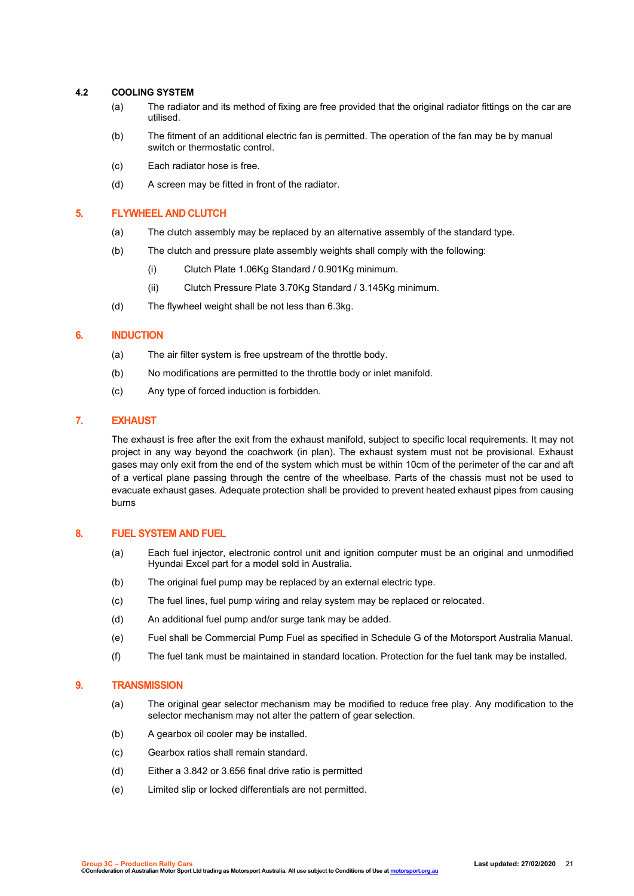### 4.2 COOLING SYSTEM

(a) The radiator and its method of fixing are free provided that the original radiator fittings on the car are utilised.

(b) The fitment of an additional electric fan is permitted. The operation of the fan may be by manual switch or thermostatic control.

(c) Each radiator hose is free.

(d) A screen may be fitted in front of the radiator.

## 5. FLYWHEEL AND CLUTCH

(a) The clutch assembly may be replaced by an alternative assembly of the standard type.

(b) The clutch and pressure plate assembly weights shall comply with the following:

(i) Clutch Plate 1.06Kg Standard / 0.901Kg minimum.

(ii) Clutch Pressure Plate 3.70Kg Standard / 3.145Kg minimum.

(d) The flywheel weight shall be not less than 6.3kg.

## 6. INDUCTION

(a) The air filter system is free upstream of the throttle body.

(b) No modifications are permitted to the throttle body or inlet manifold.

(c) Any type of forced induction is forbidden.

## 7. EXHAUST

The exhaust is free after the exit from the exhaust manifold, subject to specific local requirements. It may not project in any way beyond the coachwork (in plan). The exhaust system must not be provisional. Exhaust gases may only exit from the end of the system which must be within 10cm of the perimeter of the car and aft of a vertical plane passing through the centre of the wheelbase. Parts of the chassis must not be used to evacuate exhaust gases. Adequate protection shall be provided to prevent heated exhaust pipes from causing burns

## 8. FUEL SYSTEM AND FUEL

(a) Each fuel injector, electronic control unit and ignition computer must be an original and unmodified Hyundai Excel part for a model sold in Australia.

(b) The original fuel pump may be replaced by an external electric type.

(c) The fuel lines, fuel pump wiring and relay system may be replaced or relocated.

(d) An additional fuel pump and/or surge tank may be added.

(e) Fuel shall be Commercial Pump Fuel as specified in Schedule G of the Motorsport Australia Manual.

(f) The fuel tank must be maintained in standard location. Protection for the fuel tank may be installed.

## 9. TRANSMISSION

(a) The original gear selector mechanism may be modified to reduce free play. Any modification to the selector mechanism may not alter the pattern of gear selection.

(b) A gearbox oil cooler may be installed.

(c) Gearbox ratios shall remain standard.

(d) Either a 3.842 or 3.656 final drive ratio is permitted

(e) Limited slip or locked differentials are not permitted.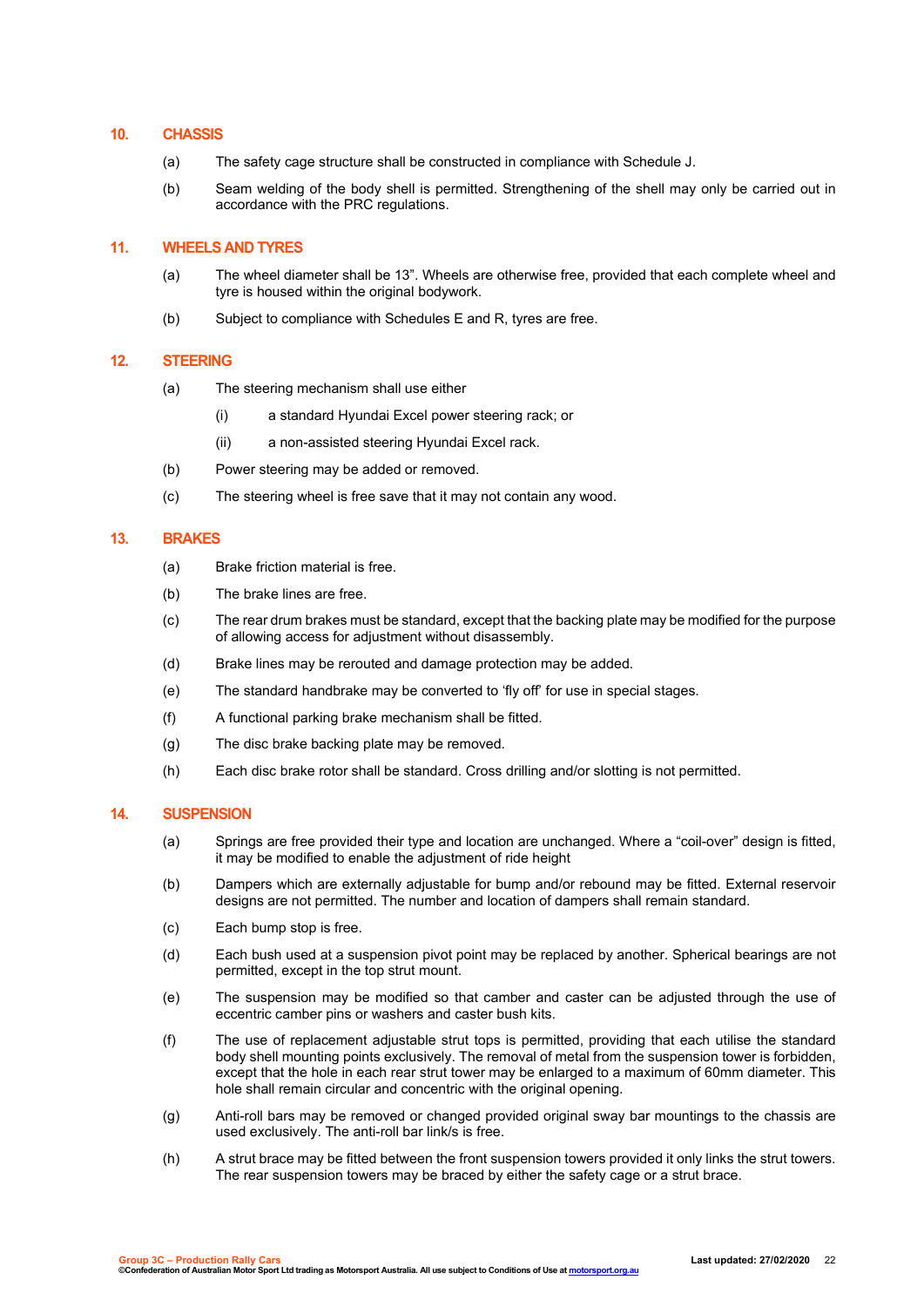## 10. CHASSIS

(a) The safety cage structure shall be constructed in compliance with Schedule J.

(b) Seam welding of the body shell is permitted. Strengthening of the shell may only be carried out in accordance with the PRC regulations.

## 11. WHEELS AND TYRES

(a) The wheel diameter shall be 13”. Wheels are otherwise free, provided that each complete wheel and tyre is housed within the original bodywork.

(b) Subject to compliance with Schedules E and R, tyres are free.

## 12. STEERING

(a) The steering mechanism shall use either

(i) a standard Hyundai Excel power steering rack; or

(ii) a non-assisted steering Hyundai Excel rack.

(b) Power steering may be added or removed.

(c) The steering wheel is free save that it may not contain any wood.

## 13. BRAKES

(a) Brake friction material is free.

(b) The brake lines are free.

(c) The rear drum brakes must be standard, except that the backing plate may be modified for the purpose of allowing access for adjustment without disassembly.

(d) Brake lines may be rerouted and damage protection may be added.

(e) The standard handbrake may be converted to ‘fly off’ for use in special stages.

(f) A functional parking brake mechanism shall be fitted.

(g) The disc brake backing plate may be removed.

(h) Each disc brake rotor shall be standard. Cross drilling and/or slotting is not permitted.

## 14. SUSPENSION

(a) Springs are free provided their type and location are unchanged. Where a “coil-over” design is fitted, it may be modified to enable the adjustment of ride height

(b) Dampers which are externally adjustable for bump and/or rebound may be fitted. External reservoir designs are not permitted. The number and location of dampers shall remain standard.

(c) Each bump stop is free.

(d) Each bush used at a suspension pivot point may be replaced by another. Spherical bearings are not permitted, except in the top strut mount.

(e) The suspension may be modified so that camber and caster can be adjusted through the use of eccentric camber pins or washers and caster bush kits.

(f) The use of replacement adjustable strut tops is permitted, providing that each utilise the standard body shell mounting points exclusively. The removal of metal from the suspension tower is forbidden, except that the hole in each rear strut tower may be enlarged to a maximum of 60mm diameter. This hole shall remain circular and concentric with the original opening.

(g) Anti-roll bars may be removed or changed provided original sway bar mountings to the chassis are used exclusively. The anti-roll bar link/s is free.

(h) A strut brace may be fitted between the front suspension towers provided it only links the strut towers. The rear suspension towers may be braced by either the safety cage or a strut brace.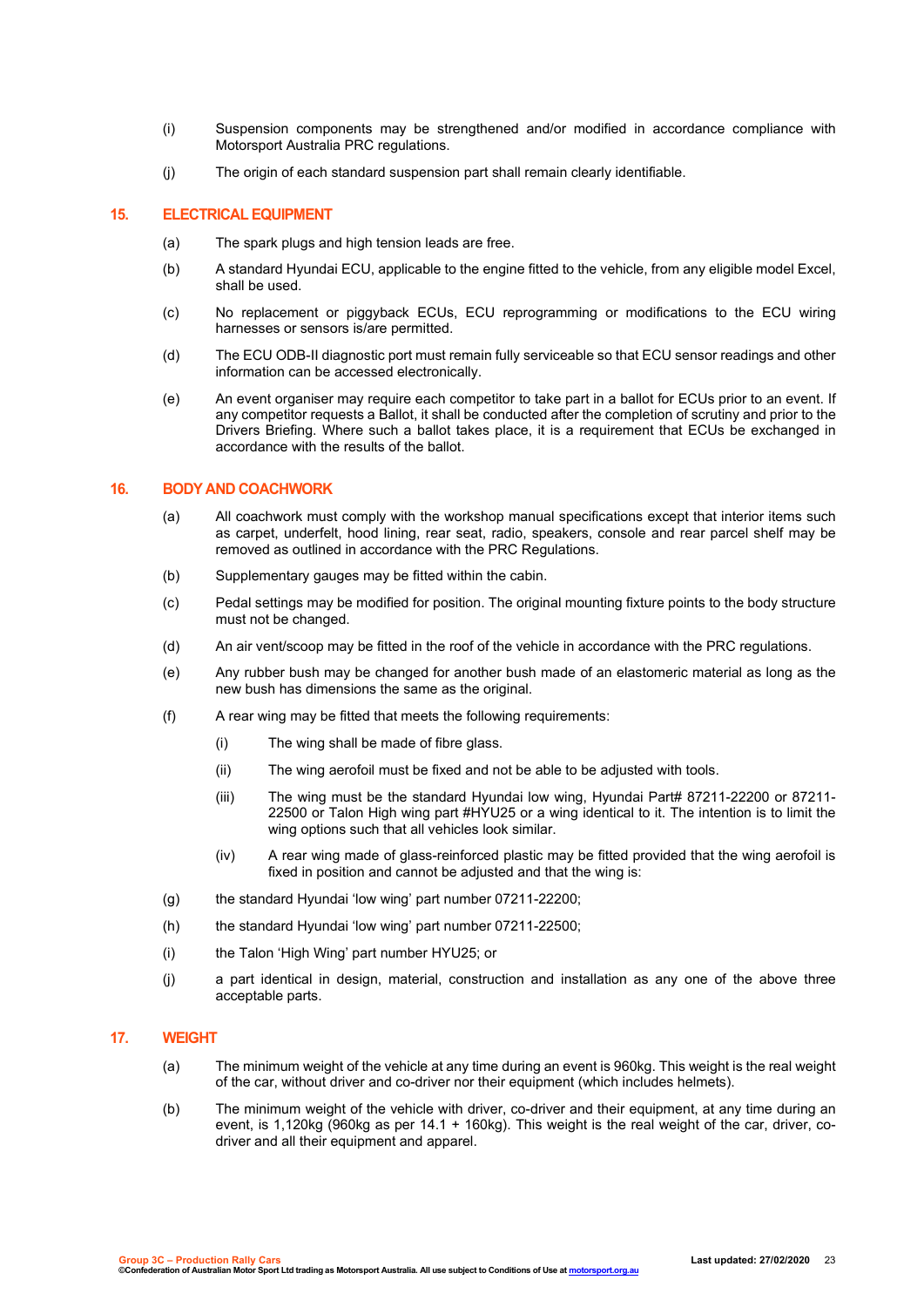(i) Suspension components may be strengthened and/or modified in accordance compliance with Motorsport Australia PRC regulations.

(j) The origin of each standard suspension part shall remain clearly identifiable.

## 15. ELECTRICAL EQUIPMENT

(a) The spark plugs and high tension leads are free.

(b) A standard Hyundai ECU, applicable to the engine fitted to the vehicle, from any eligible model Excel, shall be used.

(c) No replacement or piggyback ECUs, ECU reprogramming or modifications to the ECU wiring harnesses or sensors is/are permitted.

(d) The ECU ODB-II diagnostic port must remain fully serviceable so that ECU sensor readings and other information can be accessed electronically.

(e) An event organiser may require each competitor to take part in a ballot for ECUs prior to an event. If any competitor requests a Ballot, it shall be conducted after the completion of scrutiny and prior to the Drivers Briefing. Where such a ballot takes place, it is a requirement that ECUs be exchanged in accordance with the results of the ballot.

## 16. BODY AND COACHWORK

(a) All coachwork must comply with the workshop manual specifications except that interior items such as carpet, underfelt, hood lining, rear seat, radio, speakers, console and rear parcel shelf may be removed as outlined in accordance with the PRC Regulations.

(b) Supplementary gauges may be fitted within the cabin.

(c) Pedal settings may be modified for position. The original mounting fixture points to the body structure must not be changed.

(d) An air vent/scoop may be fitted in the roof of the vehicle in accordance with the PRC regulations.

(e) Any rubber bush may be changed for another bush made of an elastomeric material as long as the new bush has dimensions the same as the original.

(f) A rear wing may be fitted that meets the following requirements:

   (i) The wing shall be made of fibre glass.

   (ii) The wing aerofoil must be fixed and not be able to be adjusted with tools.

   (iii) The wing must be the standard Hyundai low wing, Hyundai Part# 87211-22200 or 87211-22500 or Talon High wing part #HYU25 or a wing identical to it. The intention is to limit the wing options such that all vehicles look similar.

   (iv) A rear wing made of glass-reinforced plastic may be fitted provided that the wing aerofoil is fixed in position and cannot be adjusted and that the wing is:

(g) the standard Hyundai 'low wing' part number 07211-22200;

(h) the standard Hyundai 'low wing' part number 07211-22500;

(i) the Talon 'High Wing' part number HYU25; or

(j) a part identical in design, material, construction and installation as any one of the above three acceptable parts.

## 17. WEIGHT

(a) The minimum weight of the vehicle at any time during an event is 960kg. This weight is the real weight of the car, without driver and co-driver nor their equipment (which includes helmets).

(b) The minimum weight of the vehicle with driver, co-driver and their equipment, at any time during an event, is 1,120kg (960kg as per 14.1 + 160kg). This weight is the real weight of the car, driver, co-driver and all their equipment and apparel.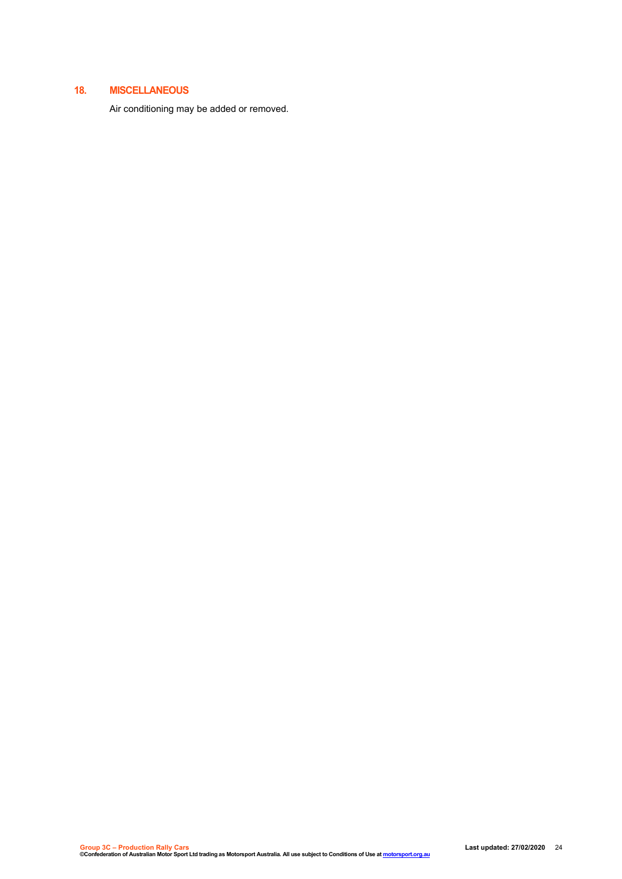## 18. MISCELLANEOUS

Air conditioning may be added or removed.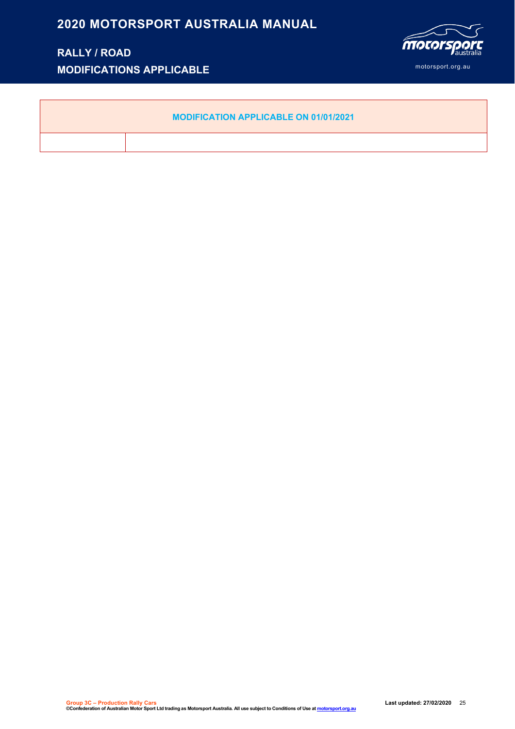| MODIFICATION APPLICABLE ON 01/01/2021 | |
| --- | --- |
| | |